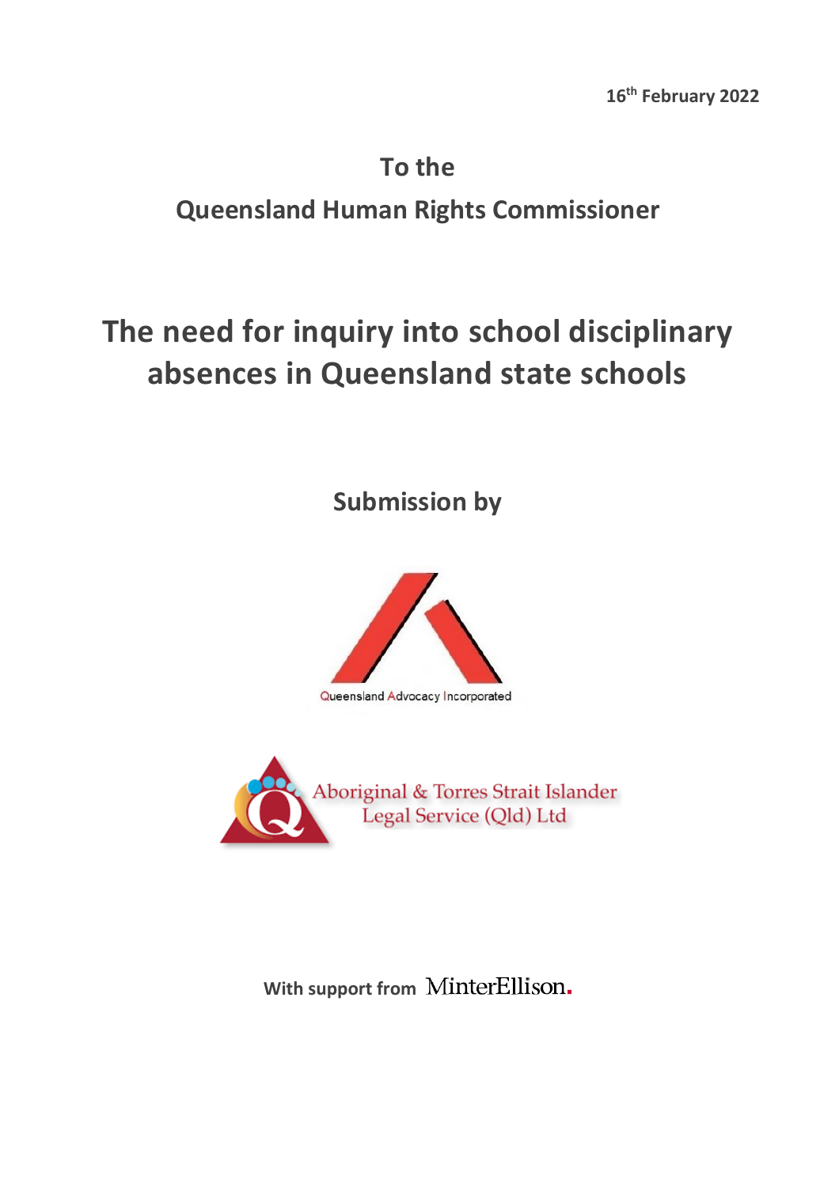16th February 2022

**To the**

**Queensland Human Rights Commissioner**

# The need for inquiry into school disciplinary absences in Queensland state schools

**Submission by**

Queensland Advocacy Incorporated

Aboriginal & Torres Strait Islander Legal Service (Qld) Ltd

**With support from** MinterEllison.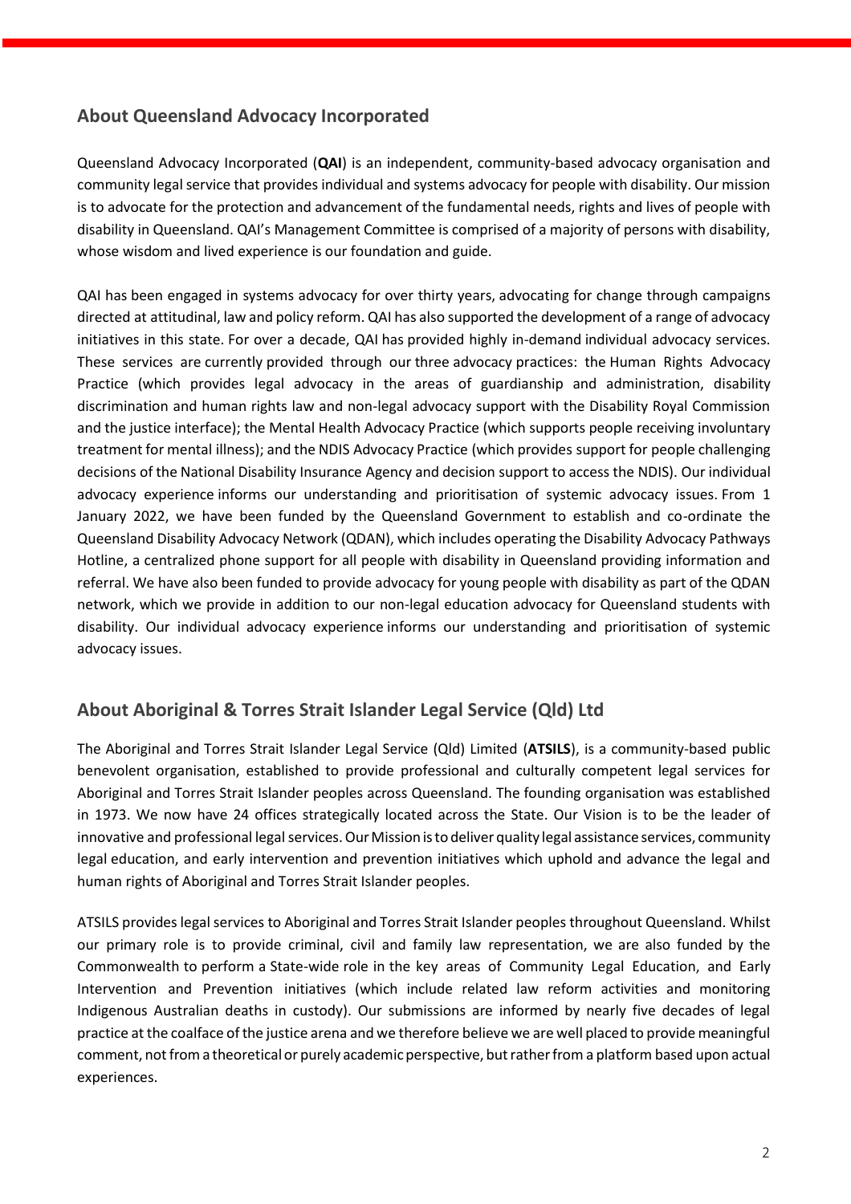## About Queensland Advocacy Incorporated

Queensland Advocacy Incorporated (**QAI**) is an independent, community-based advocacy organisation and community legal service that provides individual and systems advocacy for people with disability. Our mission is to advocate for the protection and advancement of the fundamental needs, rights and lives of people with disability in Queensland. QAI's Management Committee is comprised of a majority of persons with disability, whose wisdom and lived experience is our foundation and guide.

QAI has been engaged in systems advocacy for over thirty years, advocating for change through campaigns directed at attitudinal, law and policy reform. QAI has also supported the development of a range of advocacy initiatives in this state. For over a decade, QAI has provided highly in-demand individual advocacy services. These services are currently provided through our three advocacy practices: the Human Rights Advocacy Practice (which provides legal advocacy in the areas of guardianship and administration, disability discrimination and human rights law and non-legal advocacy support with the Disability Royal Commission and the justice interface); the Mental Health Advocacy Practice (which supports people receiving involuntary treatment for mental illness); and the NDIS Advocacy Practice (which provides support for people challenging decisions of the National Disability Insurance Agency and decision support to access the NDIS). Our individual advocacy experience informs our understanding and prioritisation of systemic advocacy issues. From 1 January 2022, we have been funded by the Queensland Government to establish and co-ordinate the Queensland Disability Advocacy Network (QDAN), which includes operating the Disability Advocacy Pathways Hotline, a centralized phone support for all people with disability in Queensland providing information and referral. We have also been funded to provide advocacy for young people with disability as part of the QDAN network, which we provide in addition to our non-legal education advocacy for Queensland students with disability. Our individual advocacy experience informs our understanding and prioritisation of systemic advocacy issues.

## About Aboriginal & Torres Strait Islander Legal Service (Qld) Ltd

The Aboriginal and Torres Strait Islander Legal Service (Qld) Limited (**ATSILS**), is a community-based public benevolent organisation, established to provide professional and culturally competent legal services for Aboriginal and Torres Strait Islander peoples across Queensland. The founding organisation was established in 1973. We now have 24 offices strategically located across the State. Our Vision is to be the leader of innovative and professional legal services. Our Mission is to deliver quality legal assistance services, community legal education, and early intervention and prevention initiatives which uphold and advance the legal and human rights of Aboriginal and Torres Strait Islander peoples.

ATSILS provides legal services to Aboriginal and Torres Strait Islander peoples throughout Queensland. Whilst our primary role is to provide criminal, civil and family law representation, we are also funded by the Commonwealth to perform a State-wide role in the key areas of Community Legal Education, and Early Intervention and Prevention initiatives (which include related law reform activities and monitoring Indigenous Australian deaths in custody). Our submissions are informed by nearly five decades of legal practice at the coalface of the justice arena and we therefore believe we are well placed to provide meaningful comment, not from a theoretical or purely academic perspective, but rather from a platform based upon actual experiences.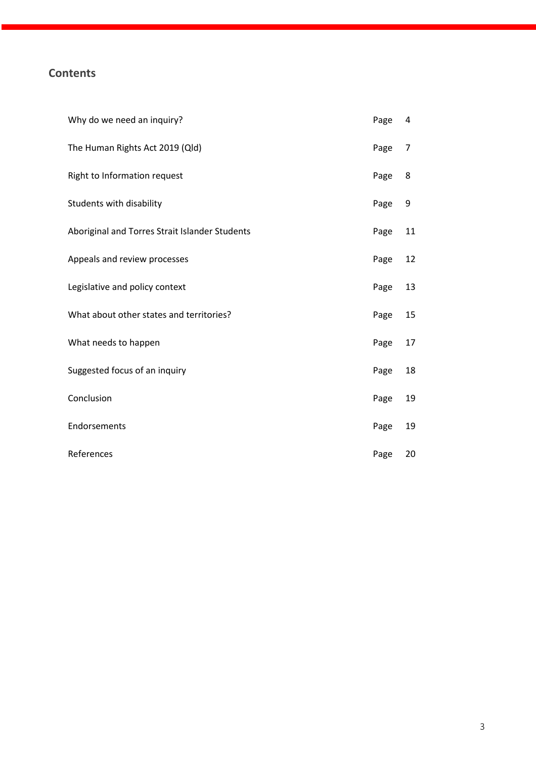## Contents

| | | |
|---|---|---|
| Why do we need an inquiry? | Page | 4 |
| The Human Rights Act 2019 (Qld) | Page | 7 |
| Right to Information request | Page | 8 |
| Students with disability | Page | 9 |
| Aboriginal and Torres Strait Islander Students | Page | 11 |
| Appeals and review processes | Page | 12 |
| Legislative and policy context | Page | 13 |
| What about other states and territories? | Page | 15 |
| What needs to happen | Page | 17 |
| Suggested focus of an inquiry | Page | 18 |
| Conclusion | Page | 19 |
| Endorsements | Page | 19 |
| References | Page | 20 |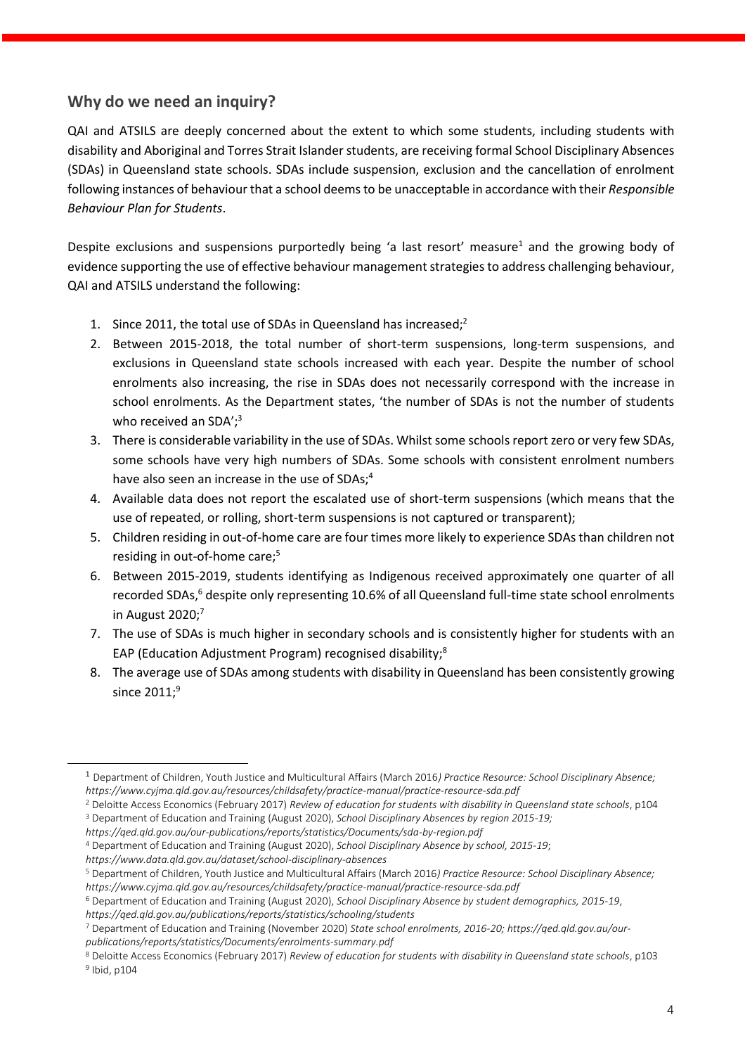## Why do we need an inquiry?

QAI and ATSILS are deeply concerned about the extent to which some students, including students with disability and Aboriginal and Torres Strait Islander students, are receiving formal School Disciplinary Absences (SDAs) in Queensland state schools. SDAs include suspension, exclusion and the cancellation of enrolment following instances of behaviour that a school deems to be unacceptable in accordance with their *Responsible Behaviour Plan for Students*.

Despite exclusions and suspensions purportedly being 'a last resort' measure[1] and the growing body of evidence supporting the use of effective behaviour management strategies to address challenging behaviour, QAI and ATSILS understand the following:

1. Since 2011, the total use of SDAs in Queensland has increased;[2]
2. Between 2015-2018, the total number of short-term suspensions, long-term suspensions, and exclusions in Queensland state schools increased with each year. Despite the number of school enrolments also increasing, the rise in SDAs does not necessarily correspond with the increase in school enrolments. As the Department states, 'the number of SDAs is not the number of students who received an SDA';[3]
3. There is considerable variability in the use of SDAs. Whilst some schools report zero or very few SDAs, some schools have very high numbers of SDAs. Some schools with consistent enrolment numbers have also seen an increase in the use of SDAs;[4]
4. Available data does not report the escalated use of short-term suspensions (which means that the use of repeated, or rolling, short-term suspensions is not captured or transparent);
5. Children residing in out-of-home care are four times more likely to experience SDAs than children not residing in out-of-home care;[5]
6. Between 2015-2019, students identifying as Indigenous received approximately one quarter of all recorded SDAs,[6] despite only representing 10.6% of all Queensland full-time state school enrolments in August 2020;[7]
7. The use of SDAs is much higher in secondary schools and is consistently higher for students with an EAP (Education Adjustment Program) recognised disability;[8]
8. The average use of SDAs among students with disability in Queensland has been consistently growing since 2011;[9]

---

[1] Department of Children, Youth Justice and Multicultural Affairs (March 2016) *Practice Resource: School Disciplinary Absence; https://www.cyjma.qld.gov.au/resources/childsafety/practice-manual/practice-resource-sda.pdf*

[2] Deloitte Access Economics (February 2017) *Review of education for students with disability in Queensland state schools*, p104

[3] Department of Education and Training (August 2020), *School Disciplinary Absences by region 2015-19; https://qed.qld.gov.au/our-publications/reports/statistics/Documents/sda-by-region.pdf*

[4] Department of Education and Training (August 2020), *School Disciplinary Absence by school, 2015-19*; *https://www.data.qld.gov.au/dataset/school-disciplinary-absences*

[5] Department of Children, Youth Justice and Multicultural Affairs (March 2016) *Practice Resource: School Disciplinary Absence; https://www.cyjma.qld.gov.au/resources/childsafety/practice-manual/practice-resource-sda.pdf*

[6] Department of Education and Training (August 2020), *School Disciplinary Absence by student demographics, 2015-19*, *https://qed.qld.gov.au/publications/reports/statistics/schooling/students*

[7] Department of Education and Training (November 2020) *State school enrolments, 2016-20; https://qed.qld.gov.au/our-publications/reports/statistics/Documents/enrolments-summary.pdf*

[8] Deloitte Access Economics (February 2017) *Review of education for students with disability in Queensland state schools*, p103

[9] Ibid, p104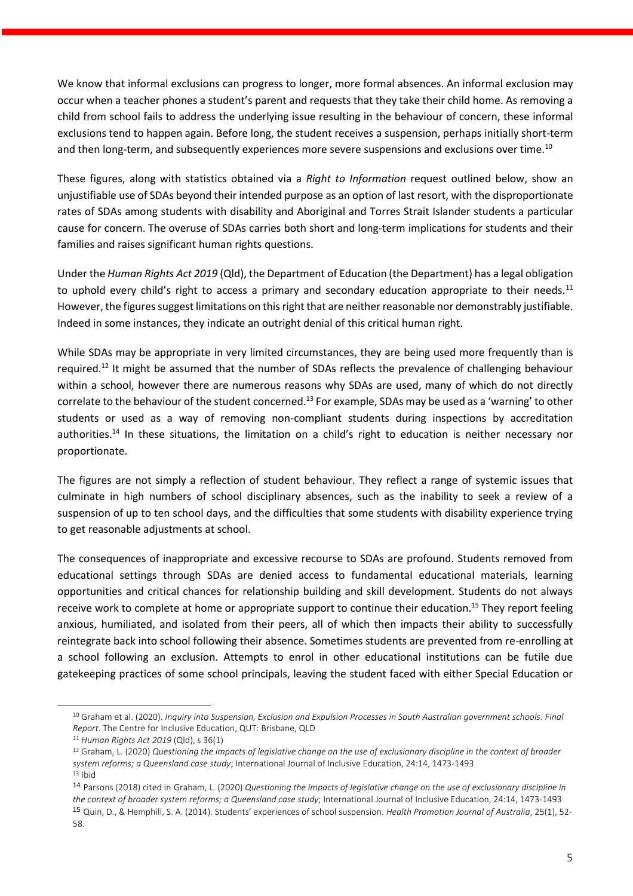We know that informal exclusions can progress to longer, more formal absences. An informal exclusion may occur when a teacher phones a student's parent and requests that they take their child home. As removing a child from school fails to address the underlying issue resulting in the behaviour of concern, these informal exclusions tend to happen again. Before long, the student receives a suspension, perhaps initially short-term and then long-term, and subsequently experiences more severe suspensions and exclusions over time.[10]

These figures, along with statistics obtained via a *Right to Information* request outlined below, show an unjustifiable use of SDAs beyond their intended purpose as an option of last resort, with the disproportionate rates of SDAs among students with disability and Aboriginal and Torres Strait Islander students a particular cause for concern. The overuse of SDAs carries both short and long-term implications for students and their families and raises significant human rights questions.

Under the *Human Rights Act 2019* (Qld), the Department of Education (the Department) has a legal obligation to uphold every child's right to access a primary and secondary education appropriate to their needs.[11] However, the figures suggest limitations on this right that are neither reasonable nor demonstrably justifiable. Indeed in some instances, they indicate an outright denial of this critical human right.

While SDAs may be appropriate in very limited circumstances, they are being used more frequently than is required.[12] It might be assumed that the number of SDAs reflects the prevalence of challenging behaviour within a school, however there are numerous reasons why SDAs are used, many of which do not directly correlate to the behaviour of the student concerned.[13] For example, SDAs may be used as a 'warning' to other students or used as a way of removing non-compliant students during inspections by accreditation authorities.[14] In these situations, the limitation on a child's right to education is neither necessary nor proportionate.

The figures are not simply a reflection of student behaviour. They reflect a range of systemic issues that culminate in high numbers of school disciplinary absences, such as the inability to seek a review of a suspension of up to ten school days, and the difficulties that some students with disability experience trying to get reasonable adjustments at school.

The consequences of inappropriate and excessive recourse to SDAs are profound. Students removed from educational settings through SDAs are denied access to fundamental educational materials, learning opportunities and critical chances for relationship building and skill development. Students do not always receive work to complete at home or appropriate support to continue their education.[15] They report feeling anxious, humiliated, and isolated from their peers, all of which then impacts their ability to successfully reintegrate back into school following their absence. Sometimes students are prevented from re-enrolling at a school following an exclusion. Attempts to enrol in other educational institutions can be futile due gatekeeping practices of some school principals, leaving the student faced with either Special Education or

---

[10] Graham et al. (2020). *Inquiry into Suspension, Exclusion and Expulsion Processes in South Australian government schools: Final Report*. The Centre for Inclusive Education, QUT: Brisbane, QLD

[11] *Human Rights Act 2019* (Qld), s 36(1)

[12] Graham, L. (2020) *Questioning the impacts of legislative change on the use of exclusionary discipline in the context of broader system reforms; a Queensland case study*; International Journal of Inclusive Education, 24:14, 1473-1493

[13] Ibid

[14] Parsons (2018) cited in Graham, L. (2020) *Questioning the impacts of legislative change on the use of exclusionary discipline in the context of broader system reforms; a Queensland case study*; International Journal of Inclusive Education, 24:14, 1473-1493

[15] Quin, D., & Hemphill, S. A. (2014). Students' experiences of school suspension. *Health Promotion Journal of Australia*, 25(1), 52-58.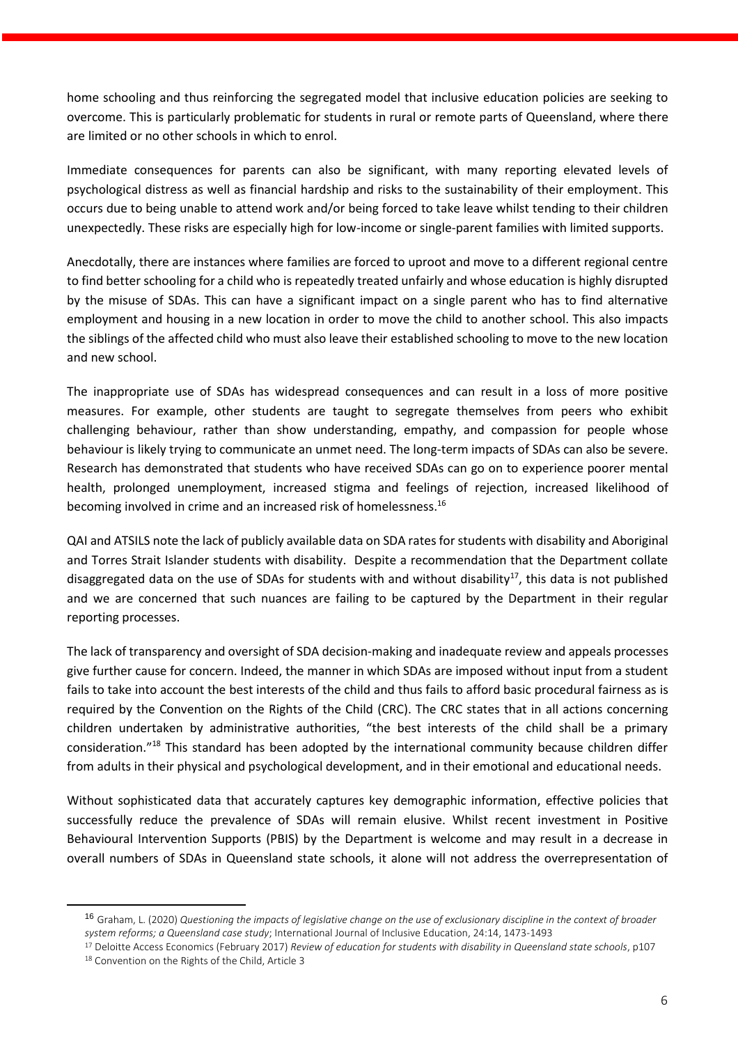home schooling and thus reinforcing the segregated model that inclusive education policies are seeking to overcome. This is particularly problematic for students in rural or remote parts of Queensland, where there are limited or no other schools in which to enrol.

Immediate consequences for parents can also be significant, with many reporting elevated levels of psychological distress as well as financial hardship and risks to the sustainability of their employment. This occurs due to being unable to attend work and/or being forced to take leave whilst tending to their children unexpectedly. These risks are especially high for low-income or single-parent families with limited supports.

Anecdotally, there are instances where families are forced to uproot and move to a different regional centre to find better schooling for a child who is repeatedly treated unfairly and whose education is highly disrupted by the misuse of SDAs. This can have a significant impact on a single parent who has to find alternative employment and housing in a new location in order to move the child to another school. This also impacts the siblings of the affected child who must also leave their established schooling to move to the new location and new school.

The inappropriate use of SDAs has widespread consequences and can result in a loss of more positive measures. For example, other students are taught to segregate themselves from peers who exhibit challenging behaviour, rather than show understanding, empathy, and compassion for people whose behaviour is likely trying to communicate an unmet need. The long-term impacts of SDAs can also be severe. Research has demonstrated that students who have received SDAs can go on to experience poorer mental health, prolonged unemployment, increased stigma and feelings of rejection, increased likelihood of becoming involved in crime and an increased risk of homelessness.[16]

QAI and ATSILS note the lack of publicly available data on SDA rates for students with disability and Aboriginal and Torres Strait Islander students with disability. Despite a recommendation that the Department collate disaggregated data on the use of SDAs for students with and without disability[17], this data is not published and we are concerned that such nuances are failing to be captured by the Department in their regular reporting processes.

The lack of transparency and oversight of SDA decision-making and inadequate review and appeals processes give further cause for concern. Indeed, the manner in which SDAs are imposed without input from a student fails to take into account the best interests of the child and thus fails to afford basic procedural fairness as is required by the Convention on the Rights of the Child (CRC). The CRC states that in all actions concerning children undertaken by administrative authorities, "the best interests of the child shall be a primary consideration."[18] This standard has been adopted by the international community because children differ from adults in their physical and psychological development, and in their emotional and educational needs.

Without sophisticated data that accurately captures key demographic information, effective policies that successfully reduce the prevalence of SDAs will remain elusive. Whilst recent investment in Positive Behavioural Intervention Supports (PBIS) by the Department is welcome and may result in a decrease in overall numbers of SDAs in Queensland state schools, it alone will not address the overrepresentation of

---

[16] Graham, L. (2020) *Questioning the impacts of legislative change on the use of exclusionary discipline in the context of broader system reforms; a Queensland case study*; International Journal of Inclusive Education, 24:14, 1473-1493

[17] Deloitte Access Economics (February 2017) *Review of education for students with disability in Queensland state schools*, p107

[18] Convention on the Rights of the Child, Article 3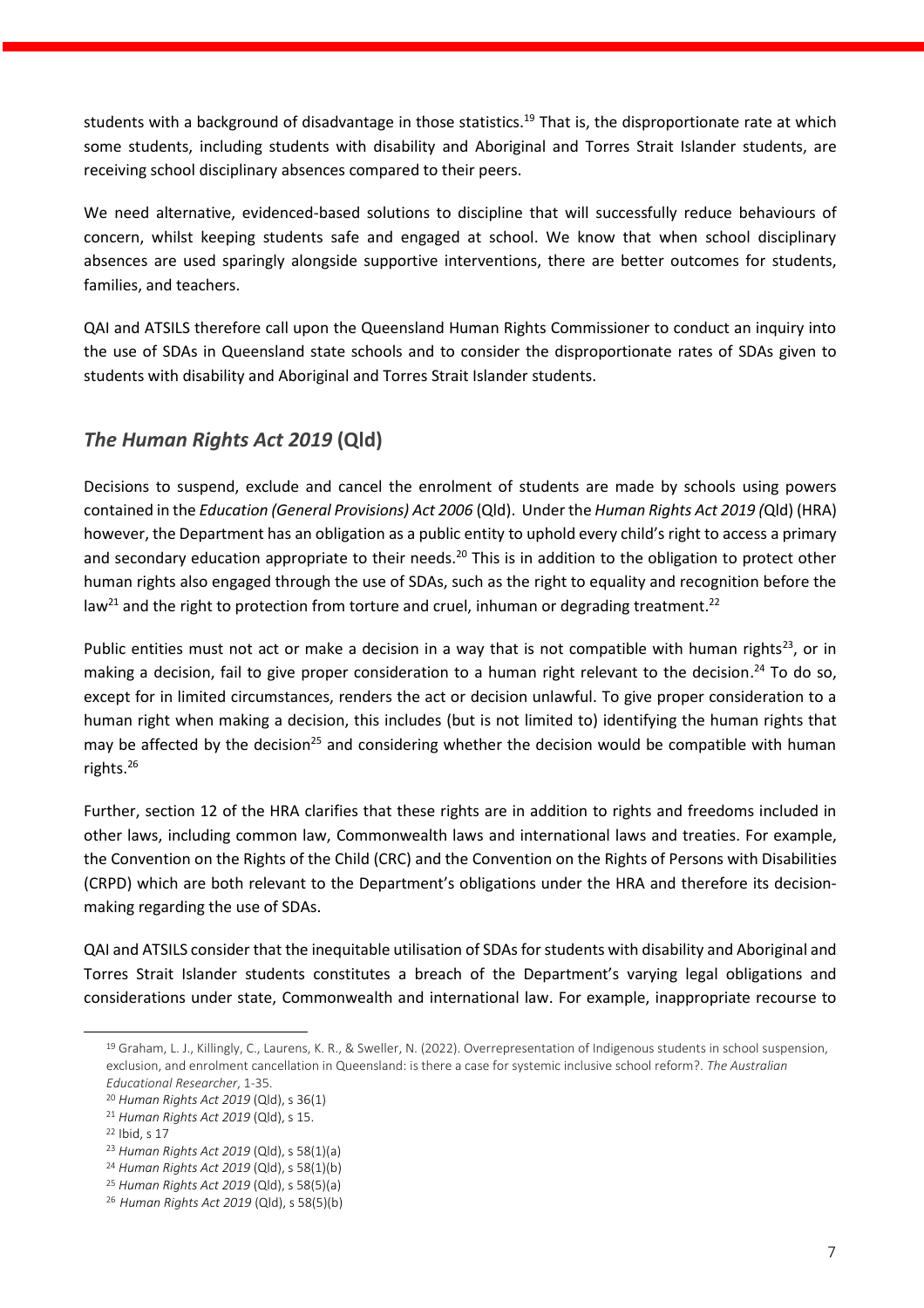students with a background of disadvantage in those statistics.[19] That is, the disproportionate rate at which some students, including students with disability and Aboriginal and Torres Strait Islander students, are receiving school disciplinary absences compared to their peers.

We need alternative, evidenced-based solutions to discipline that will successfully reduce behaviours of concern, whilst keeping students safe and engaged at school. We know that when school disciplinary absences are used sparingly alongside supportive interventions, there are better outcomes for students, families, and teachers.

QAI and ATSILS therefore call upon the Queensland Human Rights Commissioner to conduct an inquiry into the use of SDAs in Queensland state schools and to consider the disproportionate rates of SDAs given to students with disability and Aboriginal and Torres Strait Islander students.

## *The Human Rights Act 2019* (Qld)

Decisions to suspend, exclude and cancel the enrolment of students are made by schools using powers contained in the *Education (General Provisions) Act 2006* (Qld). Under the *Human Rights Act 2019 (*Qld) (HRA) however, the Department has an obligation as a public entity to uphold every child's right to access a primary and secondary education appropriate to their needs.[20] This is in addition to the obligation to protect other human rights also engaged through the use of SDAs, such as the right to equality and recognition before the law[21] and the right to protection from torture and cruel, inhuman or degrading treatment.[22]

Public entities must not act or make a decision in a way that is not compatible with human rights[23], or in making a decision, fail to give proper consideration to a human right relevant to the decision.[24] To do so, except for in limited circumstances, renders the act or decision unlawful. To give proper consideration to a human right when making a decision, this includes (but is not limited to) identifying the human rights that may be affected by the decision[25] and considering whether the decision would be compatible with human rights.[26]

Further, section 12 of the HRA clarifies that these rights are in addition to rights and freedoms included in other laws, including common law, Commonwealth laws and international laws and treaties. For example, the Convention on the Rights of the Child (CRC) and the Convention on the Rights of Persons with Disabilities (CRPD) which are both relevant to the Department's obligations under the HRA and therefore its decision-making regarding the use of SDAs.

QAI and ATSILS consider that the inequitable utilisation of SDAs for students with disability and Aboriginal and Torres Strait Islander students constitutes a breach of the Department's varying legal obligations and considerations under state, Commonwealth and international law. For example, inappropriate recourse to

---

[19] Graham, L. J., Killingly, C., Laurens, K. R., & Sweller, N. (2022). Overrepresentation of Indigenous students in school suspension, exclusion, and enrolment cancellation in Queensland: is there a case for systemic inclusive school reform?. *The Australian Educational Researcher*, 1-35.

[20] *Human Rights Act 2019* (Qld), s 36(1)

[21] *Human Rights Act 2019* (Qld), s 15.

[22] Ibid, s 17

[23] *Human Rights Act 2019* (Qld), s 58(1)(a)

[24] *Human Rights Act 2019* (Qld), s 58(1)(b)

[25] *Human Rights Act 2019* (Qld), s 58(5)(a)

[26] *Human Rights Act 2019* (Qld), s 58(5)(b)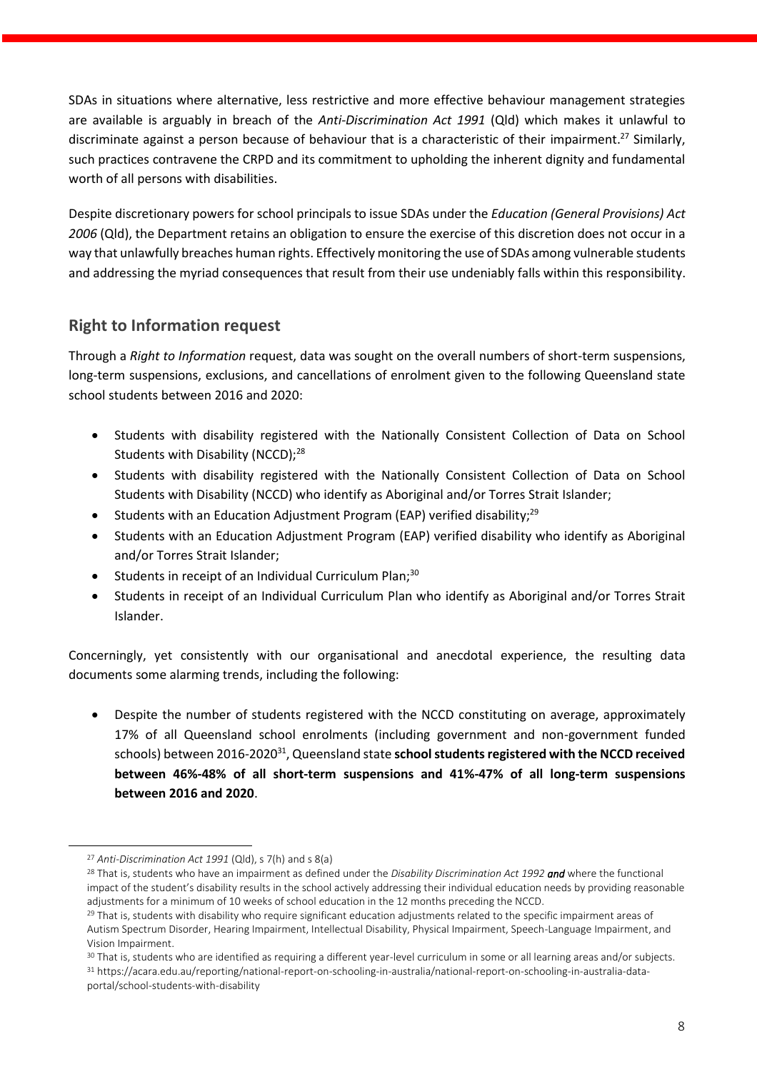SDAs in situations where alternative, less restrictive and more effective behaviour management strategies are available is arguably in breach of the *Anti-Discrimination Act 1991* (Qld) which makes it unlawful to discriminate against a person because of behaviour that is a characteristic of their impairment.[27] Similarly, such practices contravene the CRPD and its commitment to upholding the inherent dignity and fundamental worth of all persons with disabilities.

Despite discretionary powers for school principals to issue SDAs under the *Education (General Provisions) Act 2006* (Qld), the Department retains an obligation to ensure the exercise of this discretion does not occur in a way that unlawfully breaches human rights. Effectively monitoring the use of SDAs among vulnerable students and addressing the myriad consequences that result from their use undeniably falls within this responsibility.

## Right to Information request

Through a *Right to Information* request, data was sought on the overall numbers of short-term suspensions, long-term suspensions, exclusions, and cancellations of enrolment given to the following Queensland state school students between 2016 and 2020:

- Students with disability registered with the Nationally Consistent Collection of Data on School Students with Disability (NCCD);[28]
- Students with disability registered with the Nationally Consistent Collection of Data on School Students with Disability (NCCD) who identify as Aboriginal and/or Torres Strait Islander;
- Students with an Education Adjustment Program (EAP) verified disability;[29]
- Students with an Education Adjustment Program (EAP) verified disability who identify as Aboriginal and/or Torres Strait Islander;
- Students in receipt of an Individual Curriculum Plan;[30]
- Students in receipt of an Individual Curriculum Plan who identify as Aboriginal and/or Torres Strait Islander.

Concerningly, yet consistently with our organisational and anecdotal experience, the resulting data documents some alarming trends, including the following:

- Despite the number of students registered with the NCCD constituting on average, approximately 17% of all Queensland school enrolments (including government and non-government funded schools) between 2016-2020[31], Queensland state **school students registered with the NCCD received between 46%-48% of all short-term suspensions and 41%-47% of all long-term suspensions between 2016 and 2020**.

---

[27] *Anti-Discrimination Act 1991* (Qld), s 7(h) and s 8(a)

[28] That is, students who have an impairment as defined under the *Disability Discrimination Act 1992* ***and*** where the functional impact of the student's disability results in the school actively addressing their individual education needs by providing reasonable adjustments for a minimum of 10 weeks of school education in the 12 months preceding the NCCD.

[29] That is, students with disability who require significant education adjustments related to the specific impairment areas of Autism Spectrum Disorder, Hearing Impairment, Intellectual Disability, Physical Impairment, Speech-Language Impairment, and Vision Impairment.

[30] That is, students who are identified as requiring a different year-level curriculum in some or all learning areas and/or subjects.

[31] https://acara.edu.au/reporting/national-report-on-schooling-in-australia/national-report-on-schooling-in-australia-data-portal/school-students-with-disability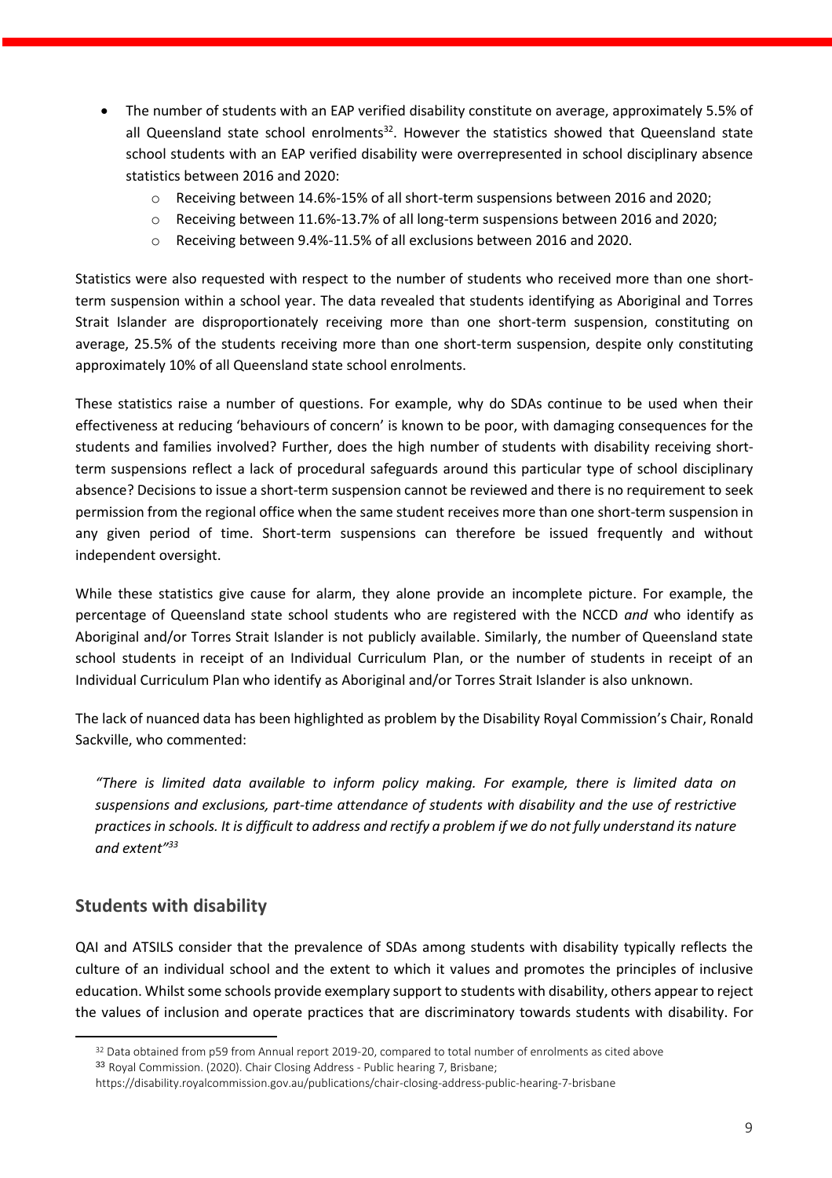- The number of students with an EAP verified disability constitute on average, approximately 5.5% of all Queensland state school enrolments[32]. However the statistics showed that Queensland state school students with an EAP verified disability were overrepresented in school disciplinary absence statistics between 2016 and 2020:
  - Receiving between 14.6%-15% of all short-term suspensions between 2016 and 2020;
  - Receiving between 11.6%-13.7% of all long-term suspensions between 2016 and 2020;
  - Receiving between 9.4%-11.5% of all exclusions between 2016 and 2020.

Statistics were also requested with respect to the number of students who received more than one short-term suspension within a school year. The data revealed that students identifying as Aboriginal and Torres Strait Islander are disproportionately receiving more than one short-term suspension, constituting on average, 25.5% of the students receiving more than one short-term suspension, despite only constituting approximately 10% of all Queensland state school enrolments.

These statistics raise a number of questions. For example, why do SDAs continue to be used when their effectiveness at reducing 'behaviours of concern' is known to be poor, with damaging consequences for the students and families involved? Further, does the high number of students with disability receiving short-term suspensions reflect a lack of procedural safeguards around this particular type of school disciplinary absence? Decisions to issue a short-term suspension cannot be reviewed and there is no requirement to seek permission from the regional office when the same student receives more than one short-term suspension in any given period of time. Short-term suspensions can therefore be issued frequently and without independent oversight.

While these statistics give cause for alarm, they alone provide an incomplete picture. For example, the percentage of Queensland state school students who are registered with the NCCD *and* who identify as Aboriginal and/or Torres Strait Islander is not publicly available. Similarly, the number of Queensland state school students in receipt of an Individual Curriculum Plan, or the number of students in receipt of an Individual Curriculum Plan who identify as Aboriginal and/or Torres Strait Islander is also unknown.

The lack of nuanced data has been highlighted as problem by the Disability Royal Commission's Chair, Ronald Sackville, who commented:

> *"There is limited data available to inform policy making. For example, there is limited data on suspensions and exclusions, part-time attendance of students with disability and the use of restrictive practices in schools. It is difficult to address and rectify a problem if we do not fully understand its nature and extent"*[33]

## Students with disability

QAI and ATSILS consider that the prevalence of SDAs among students with disability typically reflects the culture of an individual school and the extent to which it values and promotes the principles of inclusive education. Whilst some schools provide exemplary support to students with disability, others appear to reject the values of inclusion and operate practices that are discriminatory towards students with disability. For

---

[32] Data obtained from p59 from Annual report 2019-20, compared to total number of enrolments as cited above

[33] Royal Commission. (2020). Chair Closing Address - Public hearing 7, Brisbane; https://disability.royalcommission.gov.au/publications/chair-closing-address-public-hearing-7-brisbane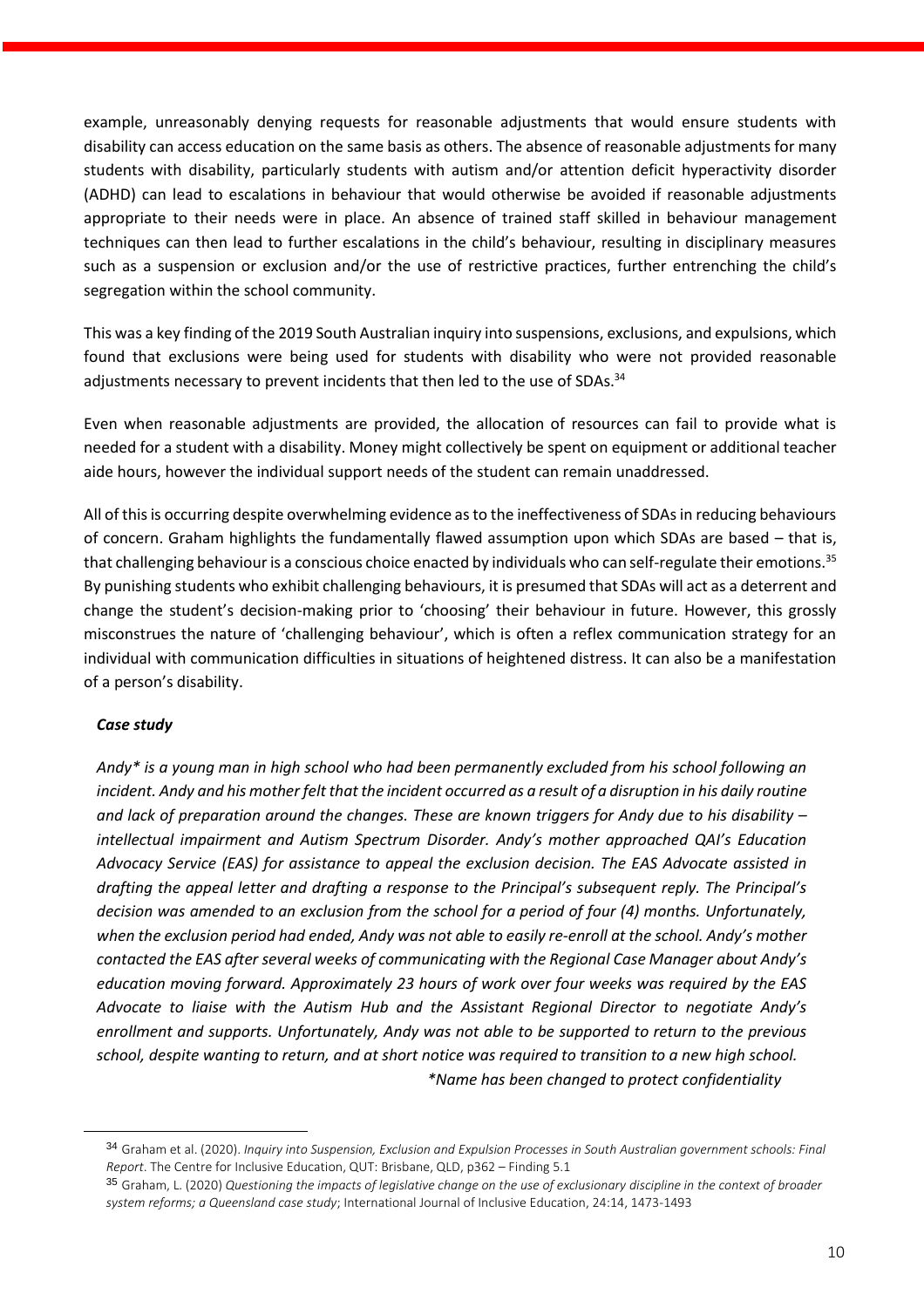example, unreasonably denying requests for reasonable adjustments that would ensure students with disability can access education on the same basis as others. The absence of reasonable adjustments for many students with disability, particularly students with autism and/or attention deficit hyperactivity disorder (ADHD) can lead to escalations in behaviour that would otherwise be avoided if reasonable adjustments appropriate to their needs were in place. An absence of trained staff skilled in behaviour management techniques can then lead to further escalations in the child's behaviour, resulting in disciplinary measures such as a suspension or exclusion and/or the use of restrictive practices, further entrenching the child's segregation within the school community.

This was a key finding of the 2019 South Australian inquiry into suspensions, exclusions, and expulsions, which found that exclusions were being used for students with disability who were not provided reasonable adjustments necessary to prevent incidents that then led to the use of SDAs.[34]

Even when reasonable adjustments are provided, the allocation of resources can fail to provide what is needed for a student with a disability. Money might collectively be spent on equipment or additional teacher aide hours, however the individual support needs of the student can remain unaddressed.

All of this is occurring despite overwhelming evidence as to the ineffectiveness of SDAs in reducing behaviours of concern. Graham highlights the fundamentally flawed assumption upon which SDAs are based – that is, that challenging behaviour is a conscious choice enacted by individuals who can self-regulate their emotions.[35] By punishing students who exhibit challenging behaviours, it is presumed that SDAs will act as a deterrent and change the student's decision-making prior to 'choosing' their behaviour in future. However, this grossly misconstrues the nature of 'challenging behaviour', which is often a reflex communication strategy for an individual with communication difficulties in situations of heightened distress. It can also be a manifestation of a person's disability.

***Case study***

*Andy\* is a young man in high school who had been permanently excluded from his school following an incident. Andy and his mother felt that the incident occurred as a result of a disruption in his daily routine and lack of preparation around the changes. These are known triggers for Andy due to his disability – intellectual impairment and Autism Spectrum Disorder. Andy's mother approached QAI's Education Advocacy Service (EAS) for assistance to appeal the exclusion decision. The EAS Advocate assisted in drafting the appeal letter and drafting a response to the Principal's subsequent reply. The Principal's decision was amended to an exclusion from the school for a period of four (4) months. Unfortunately, when the exclusion period had ended, Andy was not able to easily re-enroll at the school. Andy's mother contacted the EAS after several weeks of communicating with the Regional Case Manager about Andy's education moving forward. Approximately 23 hours of work over four weeks was required by the EAS Advocate to liaise with the Autism Hub and the Assistant Regional Director to negotiate Andy's enrollment and supports. Unfortunately, Andy was not able to be supported to return to the previous school, despite wanting to return, and at short notice was required to transition to a new high school.*

*\*Name has been changed to protect confidentiality*

---

[34] Graham et al. (2020). *Inquiry into Suspension, Exclusion and Expulsion Processes in South Australian government schools: Final Report*. The Centre for Inclusive Education, QUT: Brisbane, QLD, p362 – Finding 5.1

[35] Graham, L. (2020) *Questioning the impacts of legislative change on the use of exclusionary discipline in the context of broader system reforms; a Queensland case study*; International Journal of Inclusive Education, 24:14, 1473-1493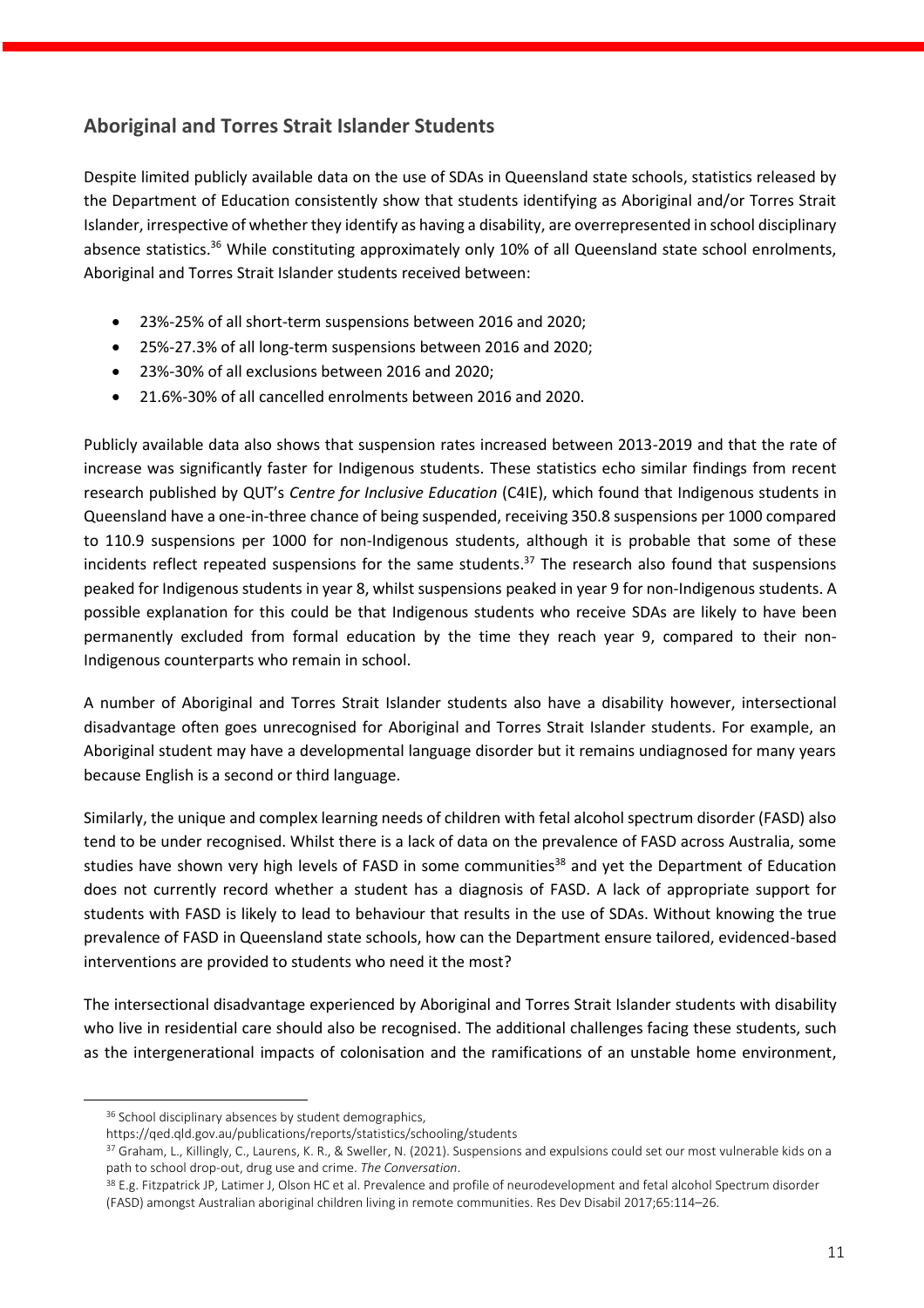## Aboriginal and Torres Strait Islander Students

Despite limited publicly available data on the use of SDAs in Queensland state schools, statistics released by the Department of Education consistently show that students identifying as Aboriginal and/or Torres Strait Islander, irrespective of whether they identify as having a disability, are overrepresented in school disciplinary absence statistics.[36] While constituting approximately only 10% of all Queensland state school enrolments, Aboriginal and Torres Strait Islander students received between:

- 23%-25% of all short-term suspensions between 2016 and 2020;
- 25%-27.3% of all long-term suspensions between 2016 and 2020;
- 23%-30% of all exclusions between 2016 and 2020;
- 21.6%-30% of all cancelled enrolments between 2016 and 2020.

Publicly available data also shows that suspension rates increased between 2013-2019 and that the rate of increase was significantly faster for Indigenous students. These statistics echo similar findings from recent research published by QUT's *Centre for Inclusive Education* (C4IE), which found that Indigenous students in Queensland have a one-in-three chance of being suspended, receiving 350.8 suspensions per 1000 compared to 110.9 suspensions per 1000 for non-Indigenous students, although it is probable that some of these incidents reflect repeated suspensions for the same students.[37] The research also found that suspensions peaked for Indigenous students in year 8, whilst suspensions peaked in year 9 for non-Indigenous students. A possible explanation for this could be that Indigenous students who receive SDAs are likely to have been permanently excluded from formal education by the time they reach year 9, compared to their non-Indigenous counterparts who remain in school.

A number of Aboriginal and Torres Strait Islander students also have a disability however, intersectional disadvantage often goes unrecognised for Aboriginal and Torres Strait Islander students. For example, an Aboriginal student may have a developmental language disorder but it remains undiagnosed for many years because English is a second or third language.

Similarly, the unique and complex learning needs of children with fetal alcohol spectrum disorder (FASD) also tend to be under recognised. Whilst there is a lack of data on the prevalence of FASD across Australia, some studies have shown very high levels of FASD in some communities[38] and yet the Department of Education does not currently record whether a student has a diagnosis of FASD. A lack of appropriate support for students with FASD is likely to lead to behaviour that results in the use of SDAs. Without knowing the true prevalence of FASD in Queensland state schools, how can the Department ensure tailored, evidenced-based interventions are provided to students who need it the most?

The intersectional disadvantage experienced by Aboriginal and Torres Strait Islander students with disability who live in residential care should also be recognised. The additional challenges facing these students, such as the intergenerational impacts of colonisation and the ramifications of an unstable home environment,

---

[36] School disciplinary absences by student demographics, https://qed.qld.gov.au/publications/reports/statistics/schooling/students

[37] Graham, L., Killingly, C., Laurens, K. R., & Sweller, N. (2021). Suspensions and expulsions could set our most vulnerable kids on a path to school drop-out, drug use and crime. *The Conversation*.

[38] E.g. Fitzpatrick JP, Latimer J, Olson HC et al. Prevalence and profile of neurodevelopment and fetal alcohol Spectrum disorder (FASD) amongst Australian aboriginal children living in remote communities. Res Dev Disabil 2017;65:114–26.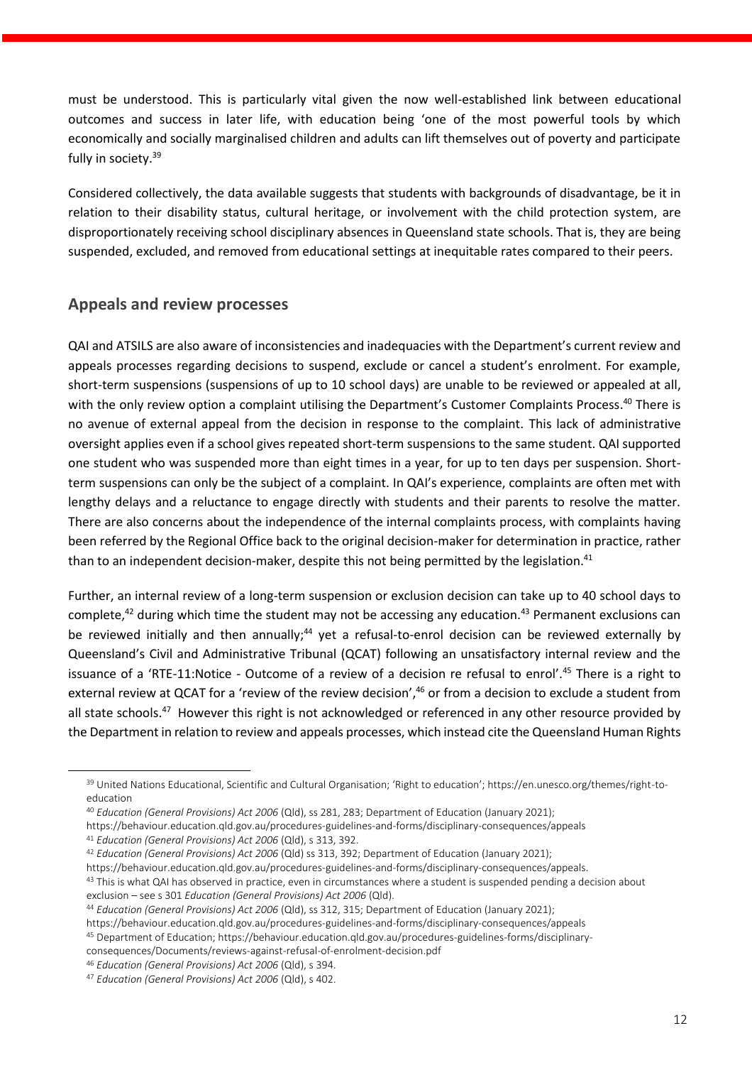must be understood. This is particularly vital given the now well-established link between educational outcomes and success in later life, with education being 'one of the most powerful tools by which economically and socially marginalised children and adults can lift themselves out of poverty and participate fully in society.[39]

Considered collectively, the data available suggests that students with backgrounds of disadvantage, be it in relation to their disability status, cultural heritage, or involvement with the child protection system, are disproportionately receiving school disciplinary absences in Queensland state schools. That is, they are being suspended, excluded, and removed from educational settings at inequitable rates compared to their peers.

## Appeals and review processes

QAI and ATSILS are also aware of inconsistencies and inadequacies with the Department's current review and appeals processes regarding decisions to suspend, exclude or cancel a student's enrolment. For example, short-term suspensions (suspensions of up to 10 school days) are unable to be reviewed or appealed at all, with the only review option a complaint utilising the Department's Customer Complaints Process.[40] There is no avenue of external appeal from the decision in response to the complaint. This lack of administrative oversight applies even if a school gives repeated short-term suspensions to the same student. QAI supported one student who was suspended more than eight times in a year, for up to ten days per suspension. Short-term suspensions can only be the subject of a complaint. In QAI's experience, complaints are often met with lengthy delays and a reluctance to engage directly with students and their parents to resolve the matter. There are also concerns about the independence of the internal complaints process, with complaints having been referred by the Regional Office back to the original decision-maker for determination in practice, rather than to an independent decision-maker, despite this not being permitted by the legislation.[41]

Further, an internal review of a long-term suspension or exclusion decision can take up to 40 school days to complete,[42] during which time the student may not be accessing any education.[43] Permanent exclusions can be reviewed initially and then annually;[44] yet a refusal-to-enrol decision can be reviewed externally by Queensland's Civil and Administrative Tribunal (QCAT) following an unsatisfactory internal review and the issuance of a 'RTE-11:Notice - Outcome of a review of a decision re refusal to enrol'.[45] There is a right to external review at QCAT for a 'review of the review decision',[46] or from a decision to exclude a student from all state schools.[47] However this right is not acknowledged or referenced in any other resource provided by the Department in relation to review and appeals processes, which instead cite the Queensland Human Rights

---

[39] United Nations Educational, Scientific and Cultural Organisation; 'Right to education'; https://en.unesco.org/themes/right-to-education

[40] *Education (General Provisions) Act 2006* (Qld), ss 281, 283; Department of Education (January 2021); https://behaviour.education.qld.gov.au/procedures-guidelines-and-forms/disciplinary-consequences/appeals

[41] *Education (General Provisions) Act 2006* (Qld), s 313, 392.

[42] *Education (General Provisions) Act 2006* (Qld) ss 313, 392; Department of Education (January 2021); https://behaviour.education.qld.gov.au/procedures-guidelines-and-forms/disciplinary-consequences/appeals.

[43] This is what QAI has observed in practice, even in circumstances where a student is suspended pending a decision about exclusion – see s 301 *Education (General Provisions) Act 2006* (Qld).

[44] *Education (General Provisions) Act 2006* (Qld), ss 312, 315; Department of Education (January 2021); https://behaviour.education.qld.gov.au/procedures-guidelines-and-forms/disciplinary-consequences/appeals

[45] Department of Education; https://behaviour.education.qld.gov.au/procedures-guidelines-forms/disciplinary-consequences/Documents/reviews-against-refusal-of-enrolment-decision.pdf

[46] *Education (General Provisions) Act 2006* (Qld), s 394.

[47] *Education (General Provisions) Act 2006* (Qld), s 402.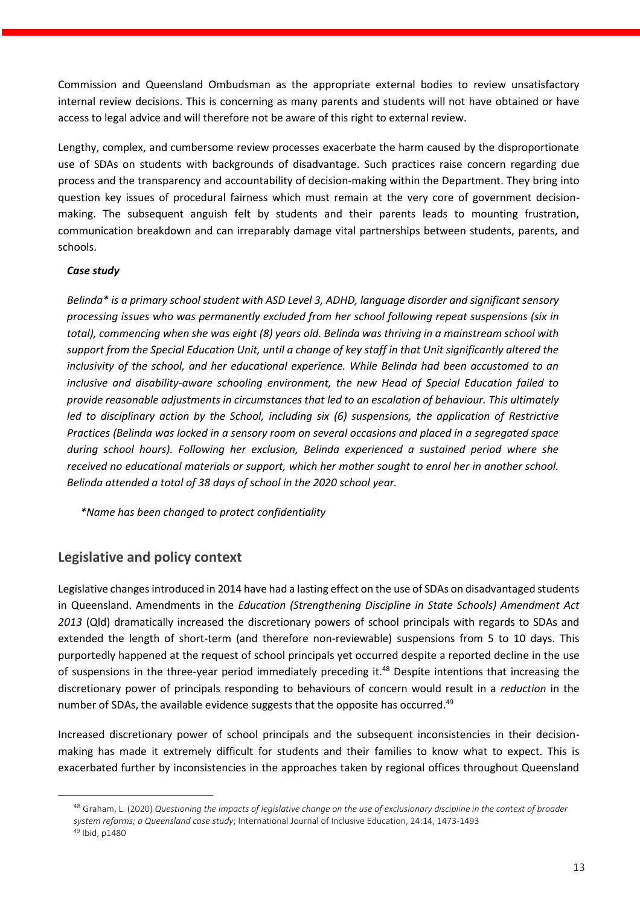Commission and Queensland Ombudsman as the appropriate external bodies to review unsatisfactory internal review decisions. This is concerning as many parents and students will not have obtained or have access to legal advice and will therefore not be aware of this right to external review.

Lengthy, complex, and cumbersome review processes exacerbate the harm caused by the disproportionate use of SDAs on students with backgrounds of disadvantage. Such practices raise concern regarding due process and the transparency and accountability of decision-making within the Department. They bring into question key issues of procedural fairness which must remain at the very core of government decision-making. The subsequent anguish felt by students and their parents leads to mounting frustration, communication breakdown and can irreparably damage vital partnerships between students, parents, and schools.

***Case study***

*Belinda* is a primary school student with ASD Level 3, ADHD, language disorder and significant sensory processing issues who was permanently excluded from her school following repeat suspensions (six in total), commencing when she was eight (8) years old. Belinda was thriving in a mainstream school with support from the Special Education Unit, until a change of key staff in that Unit significantly altered the inclusivity of the school, and her educational experience. While Belinda had been accustomed to an inclusive and disability-aware schooling environment, the new Head of Special Education failed to provide reasonable adjustments in circumstances that led to an escalation of behaviour. This ultimately led to disciplinary action by the School, including six (6) suspensions, the application of Restrictive Practices (Belinda was locked in a sensory room on several occasions and placed in a segregated space during school hours). Following her exclusion, Belinda experienced a sustained period where she received no educational materials or support, which her mother sought to enrol her in another school. Belinda attended a total of 38 days of school in the 2020 school year.*

*\*Name has been changed to protect confidentiality*

## Legislative and policy context

Legislative changes introduced in 2014 have had a lasting effect on the use of SDAs on disadvantaged students in Queensland. Amendments in the *Education (Strengthening Discipline in State Schools) Amendment Act 2013* (Qld) dramatically increased the discretionary powers of school principals with regards to SDAs and extended the length of short-term (and therefore non-reviewable) suspensions from 5 to 10 days. This purportedly happened at the request of school principals yet occurred despite a reported decline in the use of suspensions in the three-year period immediately preceding it.[48] Despite intentions that increasing the discretionary power of principals responding to behaviours of concern would result in a *reduction* in the number of SDAs, the available evidence suggests that the opposite has occurred.[49]

Increased discretionary power of school principals and the subsequent inconsistencies in their decision-making has made it extremely difficult for students and their families to know what to expect. This is exacerbated further by inconsistencies in the approaches taken by regional offices throughout Queensland

---

[48] Graham, L. (2020) *Questioning the impacts of legislative change on the use of exclusionary discipline in the context of broader system reforms; a Queensland case study*; International Journal of Inclusive Education, 24:14, 1473-1493

[49] Ibid, p1480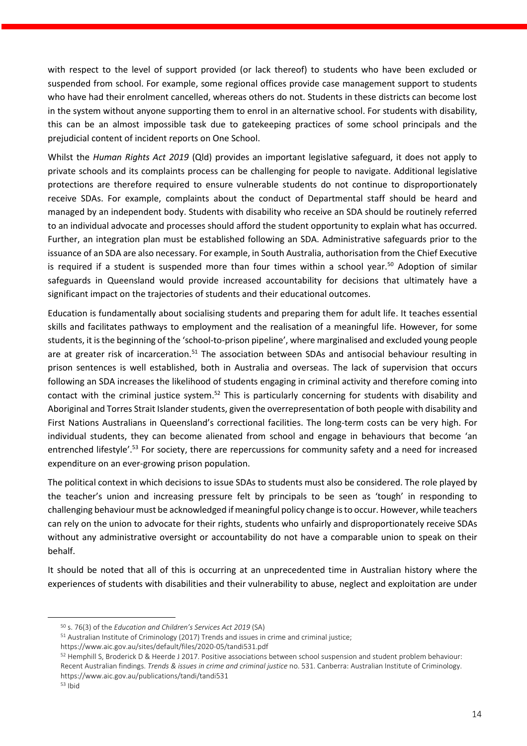with respect to the level of support provided (or lack thereof) to students who have been excluded or suspended from school. For example, some regional offices provide case management support to students who have had their enrolment cancelled, whereas others do not. Students in these districts can become lost in the system without anyone supporting them to enrol in an alternative school. For students with disability, this can be an almost impossible task due to gatekeeping practices of some school principals and the prejudicial content of incident reports on One School.

Whilst the *Human Rights Act 2019* (Qld) provides an important legislative safeguard, it does not apply to private schools and its complaints process can be challenging for people to navigate. Additional legislative protections are therefore required to ensure vulnerable students do not continue to disproportionately receive SDAs. For example, complaints about the conduct of Departmental staff should be heard and managed by an independent body. Students with disability who receive an SDA should be routinely referred to an individual advocate and processes should afford the student opportunity to explain what has occurred. Further, an integration plan must be established following an SDA. Administrative safeguards prior to the issuance of an SDA are also necessary. For example, in South Australia, authorisation from the Chief Executive is required if a student is suspended more than four times within a school year.[50] Adoption of similar safeguards in Queensland would provide increased accountability for decisions that ultimately have a significant impact on the trajectories of students and their educational outcomes.

Education is fundamentally about socialising students and preparing them for adult life. It teaches essential skills and facilitates pathways to employment and the realisation of a meaningful life. However, for some students, it is the beginning of the 'school-to-prison pipeline', where marginalised and excluded young people are at greater risk of incarceration.[51] The association between SDAs and antisocial behaviour resulting in prison sentences is well established, both in Australia and overseas. The lack of supervision that occurs following an SDA increases the likelihood of students engaging in criminal activity and therefore coming into contact with the criminal justice system.[52] This is particularly concerning for students with disability and Aboriginal and Torres Strait Islander students, given the overrepresentation of both people with disability and First Nations Australians in Queensland's correctional facilities. The long-term costs can be very high. For individual students, they can become alienated from school and engage in behaviours that become 'an entrenched lifestyle'.[53] For society, there are repercussions for community safety and a need for increased expenditure on an ever-growing prison population.

The political context in which decisions to issue SDAs to students must also be considered. The role played by the teacher's union and increasing pressure felt by principals to be seen as 'tough' in responding to challenging behaviour must be acknowledged if meaningful policy change is to occur. However, while teachers can rely on the union to advocate for their rights, students who unfairly and disproportionately receive SDAs without any administrative oversight or accountability do not have a comparable union to speak on their behalf.

It should be noted that all of this is occurring at an unprecedented time in Australian history where the experiences of students with disabilities and their vulnerability to abuse, neglect and exploitation are under

---

[50] s. 76(3) of the *Education and Children's Services Act 2019* (SA)

[51] Australian Institute of Criminology (2017) Trends and issues in crime and criminal justice; https://www.aic.gov.au/sites/default/files/2020-05/tandi531.pdf

[52] Hemphill S, Broderick D & Heerde J 2017. Positive associations between school suspension and student problem behaviour: Recent Australian findings. *Trends & issues in crime and criminal justice* no. 531. Canberra: Australian Institute of Criminology. https://www.aic.gov.au/publications/tandi/tandi531

[53] Ibid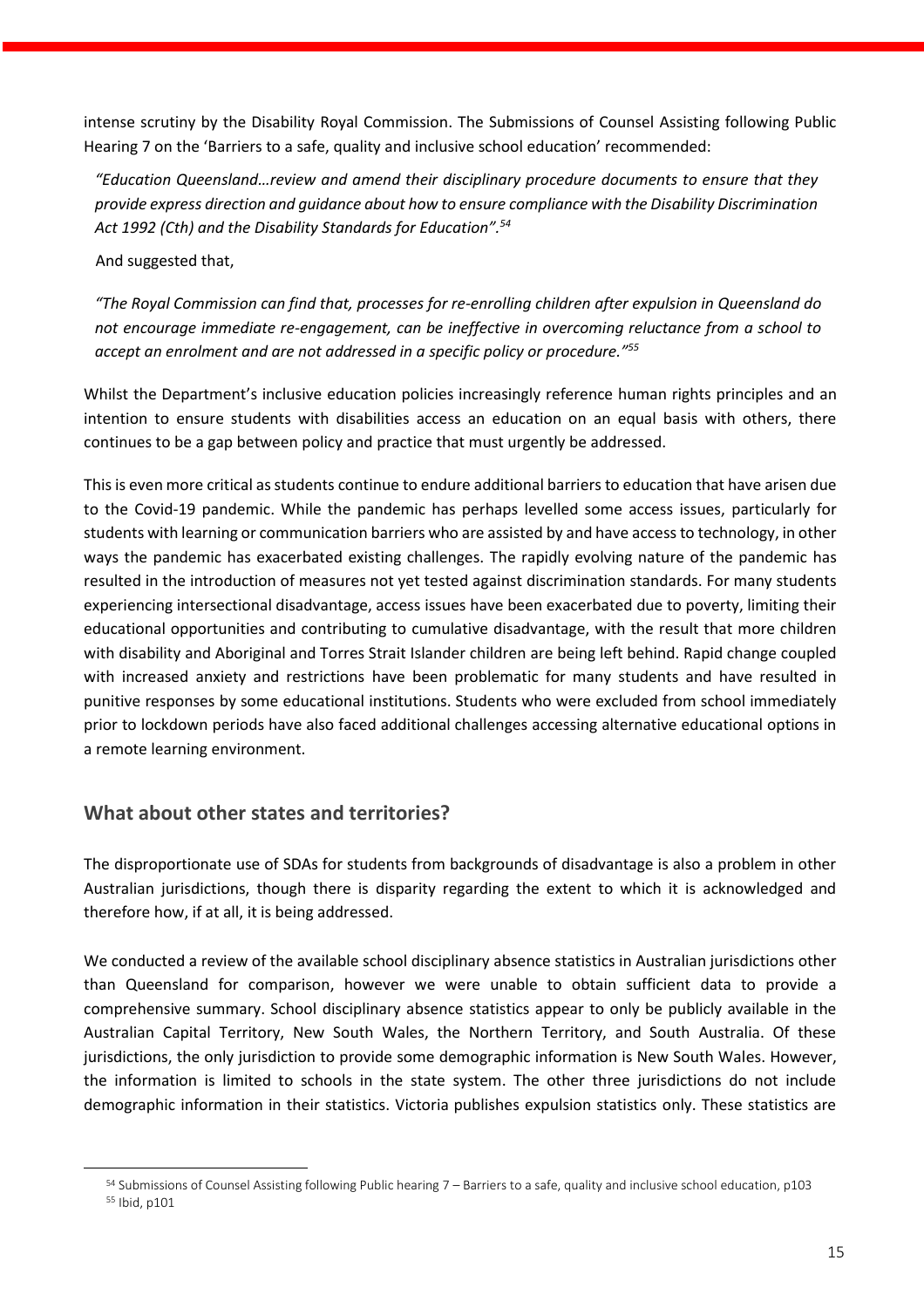intense scrutiny by the Disability Royal Commission. The Submissions of Counsel Assisting following Public Hearing 7 on the 'Barriers to a safe, quality and inclusive school education' recommended:

> *"Education Queensland…review and amend their disciplinary procedure documents to ensure that they provide express direction and guidance about how to ensure compliance with the Disability Discrimination Act 1992 (Cth) and the Disability Standards for Education".*[54]

And suggested that,

> *"The Royal Commission can find that, processes for re-enrolling children after expulsion in Queensland do not encourage immediate re-engagement, can be ineffective in overcoming reluctance from a school to accept an enrolment and are not addressed in a specific policy or procedure."*[55]

Whilst the Department's inclusive education policies increasingly reference human rights principles and an intention to ensure students with disabilities access an education on an equal basis with others, there continues to be a gap between policy and practice that must urgently be addressed.

This is even more critical as students continue to endure additional barriers to education that have arisen due to the Covid-19 pandemic. While the pandemic has perhaps levelled some access issues, particularly for students with learning or communication barriers who are assisted by and have access to technology, in other ways the pandemic has exacerbated existing challenges. The rapidly evolving nature of the pandemic has resulted in the introduction of measures not yet tested against discrimination standards. For many students experiencing intersectional disadvantage, access issues have been exacerbated due to poverty, limiting their educational opportunities and contributing to cumulative disadvantage, with the result that more children with disability and Aboriginal and Torres Strait Islander children are being left behind. Rapid change coupled with increased anxiety and restrictions have been problematic for many students and have resulted in punitive responses by some educational institutions. Students who were excluded from school immediately prior to lockdown periods have also faced additional challenges accessing alternative educational options in a remote learning environment.

## What about other states and territories?

The disproportionate use of SDAs for students from backgrounds of disadvantage is also a problem in other Australian jurisdictions, though there is disparity regarding the extent to which it is acknowledged and therefore how, if at all, it is being addressed.

We conducted a review of the available school disciplinary absence statistics in Australian jurisdictions other than Queensland for comparison, however we were unable to obtain sufficient data to provide a comprehensive summary. School disciplinary absence statistics appear to only be publicly available in the Australian Capital Territory, New South Wales, the Northern Territory, and South Australia. Of these jurisdictions, the only jurisdiction to provide some demographic information is New South Wales. However, the information is limited to schools in the state system. The other three jurisdictions do not include demographic information in their statistics. Victoria publishes expulsion statistics only. These statistics are

[54] Submissions of Counsel Assisting following Public hearing 7 – Barriers to a safe, quality and inclusive school education, p103

[55] Ibid, p101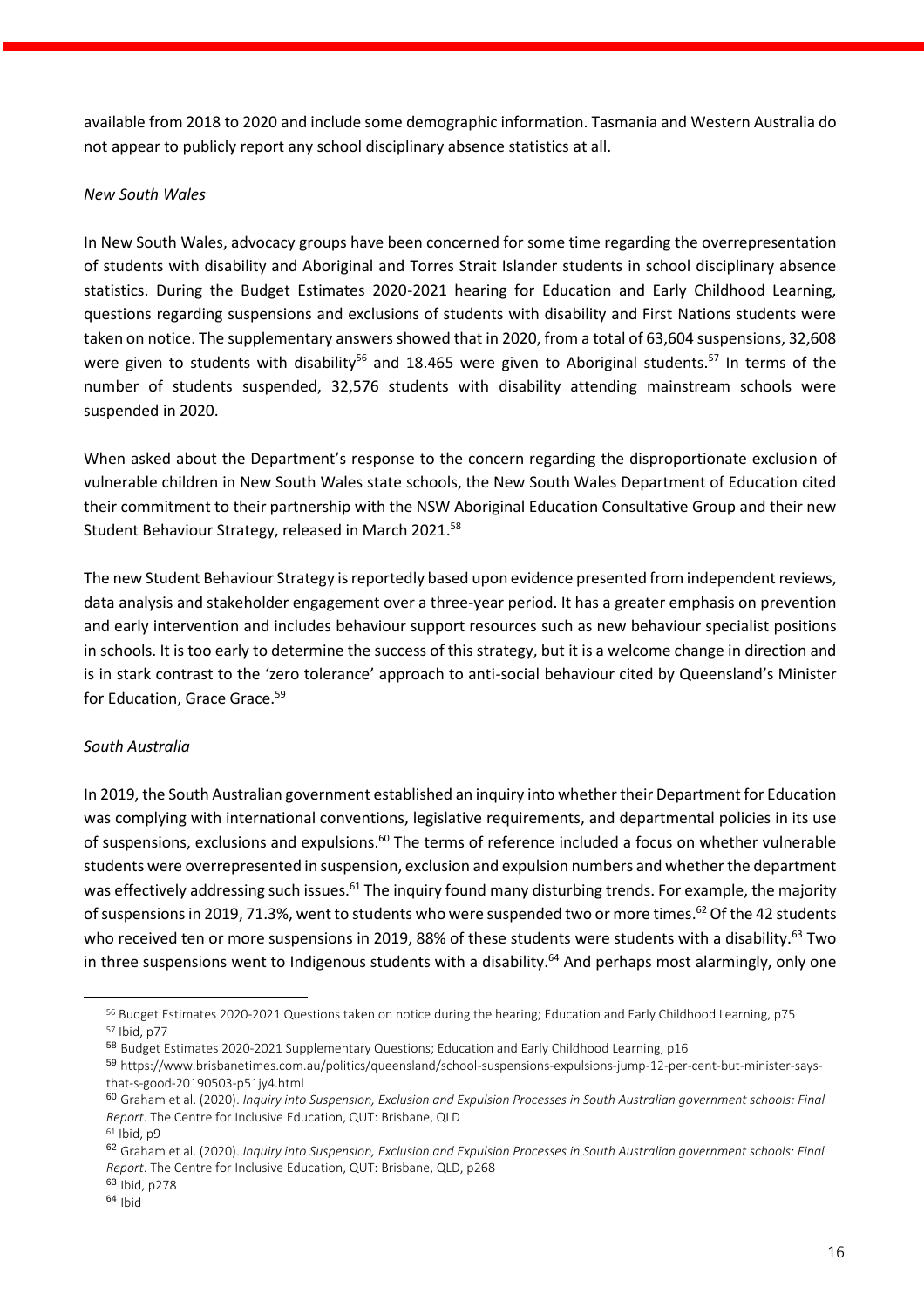available from 2018 to 2020 and include some demographic information. Tasmania and Western Australia do not appear to publicly report any school disciplinary absence statistics at all.

*New South Wales*

In New South Wales, advocacy groups have been concerned for some time regarding the overrepresentation of students with disability and Aboriginal and Torres Strait Islander students in school disciplinary absence statistics. During the Budget Estimates 2020-2021 hearing for Education and Early Childhood Learning, questions regarding suspensions and exclusions of students with disability and First Nations students were taken on notice. The supplementary answers showed that in 2020, from a total of 63,604 suspensions, 32,608 were given to students with disability[56] and 18.465 were given to Aboriginal students.[57] In terms of the number of students suspended, 32,576 students with disability attending mainstream schools were suspended in 2020.

When asked about the Department's response to the concern regarding the disproportionate exclusion of vulnerable children in New South Wales state schools, the New South Wales Department of Education cited their commitment to their partnership with the NSW Aboriginal Education Consultative Group and their new Student Behaviour Strategy, released in March 2021.[58]

The new Student Behaviour Strategy is reportedly based upon evidence presented from independent reviews, data analysis and stakeholder engagement over a three-year period. It has a greater emphasis on prevention and early intervention and includes behaviour support resources such as new behaviour specialist positions in schools. It is too early to determine the success of this strategy, but it is a welcome change in direction and is in stark contrast to the 'zero tolerance' approach to anti-social behaviour cited by Queensland's Minister for Education, Grace Grace.[59]

*South Australia*

In 2019, the South Australian government established an inquiry into whether their Department for Education was complying with international conventions, legislative requirements, and departmental policies in its use of suspensions, exclusions and expulsions.[60] The terms of reference included a focus on whether vulnerable students were overrepresented in suspension, exclusion and expulsion numbers and whether the department was effectively addressing such issues.[61] The inquiry found many disturbing trends. For example, the majority of suspensions in 2019, 71.3%, went to students who were suspended two or more times.[62] Of the 42 students who received ten or more suspensions in 2019, 88% of these students were students with a disability.[63] Two in three suspensions went to Indigenous students with a disability.[64] And perhaps most alarmingly, only one

---

[56] Budget Estimates 2020-2021 Questions taken on notice during the hearing; Education and Early Childhood Learning, p75

[57] Ibid, p77

[58] Budget Estimates 2020-2021 Supplementary Questions; Education and Early Childhood Learning, p16

[59] https://www.brisbanetimes.com.au/politics/queensland/school-suspensions-expulsions-jump-12-per-cent-but-minister-says-that-s-good-20190503-p51jy4.html

[60] Graham et al. (2020). *Inquiry into Suspension, Exclusion and Expulsion Processes in South Australian government schools: Final Report*. The Centre for Inclusive Education, QUT: Brisbane, QLD

[61] Ibid, p9

[62] Graham et al. (2020). *Inquiry into Suspension, Exclusion and Expulsion Processes in South Australian government schools: Final Report*. The Centre for Inclusive Education, QUT: Brisbane, QLD, p268

[63] Ibid, p278

[64] Ibid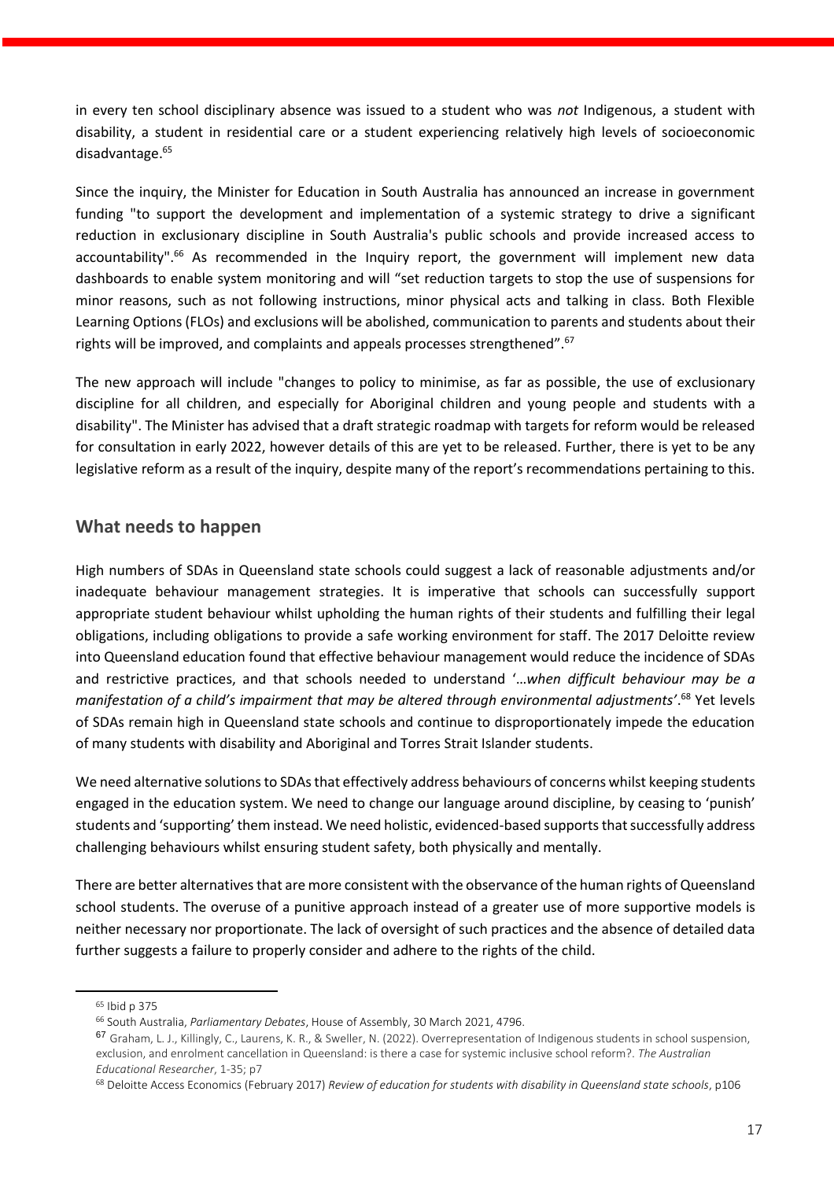in every ten school disciplinary absence was issued to a student who was *not* Indigenous, a student with disability, a student in residential care or a student experiencing relatively high levels of socioeconomic disadvantage.[65]

Since the inquiry, the Minister for Education in South Australia has announced an increase in government funding "to support the development and implementation of a systemic strategy to drive a significant reduction in exclusionary discipline in South Australia's public schools and provide increased access to accountability".[66] As recommended in the Inquiry report, the government will implement new data dashboards to enable system monitoring and will "set reduction targets to stop the use of suspensions for minor reasons, such as not following instructions, minor physical acts and talking in class. Both Flexible Learning Options (FLOs) and exclusions will be abolished, communication to parents and students about their rights will be improved, and complaints and appeals processes strengthened".[67]

The new approach will include "changes to policy to minimise, as far as possible, the use of exclusionary discipline for all children, and especially for Aboriginal children and young people and students with a disability". The Minister has advised that a draft strategic roadmap with targets for reform would be released for consultation in early 2022, however details of this are yet to be released. Further, there is yet to be any legislative reform as a result of the inquiry, despite many of the report's recommendations pertaining to this.

## What needs to happen

High numbers of SDAs in Queensland state schools could suggest a lack of reasonable adjustments and/or inadequate behaviour management strategies. It is imperative that schools can successfully support appropriate student behaviour whilst upholding the human rights of their students and fulfilling their legal obligations, including obligations to provide a safe working environment for staff. The 2017 Deloitte review into Queensland education found that effective behaviour management would reduce the incidence of SDAs and restrictive practices, and that schools needed to understand '*…when difficult behaviour may be a manifestation of a child's impairment that may be altered through environmental adjustments*'.[68] Yet levels of SDAs remain high in Queensland state schools and continue to disproportionately impede the education of many students with disability and Aboriginal and Torres Strait Islander students.

We need alternative solutions to SDAs that effectively address behaviours of concerns whilst keeping students engaged in the education system. We need to change our language around discipline, by ceasing to 'punish' students and 'supporting' them instead. We need holistic, evidenced-based supports that successfully address challenging behaviours whilst ensuring student safety, both physically and mentally.

There are better alternatives that are more consistent with the observance of the human rights of Queensland school students. The overuse of a punitive approach instead of a greater use of more supportive models is neither necessary nor proportionate. The lack of oversight of such practices and the absence of detailed data further suggests a failure to properly consider and adhere to the rights of the child.

---

[65] Ibid p 375

[66] South Australia, *Parliamentary Debates*, House of Assembly, 30 March 2021, 4796.

[67] Graham, L. J., Killingly, C., Laurens, K. R., & Sweller, N. (2022). Overrepresentation of Indigenous students in school suspension, exclusion, and enrolment cancellation in Queensland: is there a case for systemic inclusive school reform?. *The Australian Educational Researcher*, 1-35; p7

[68] Deloitte Access Economics (February 2017) *Review of education for students with disability in Queensland state schools*, p106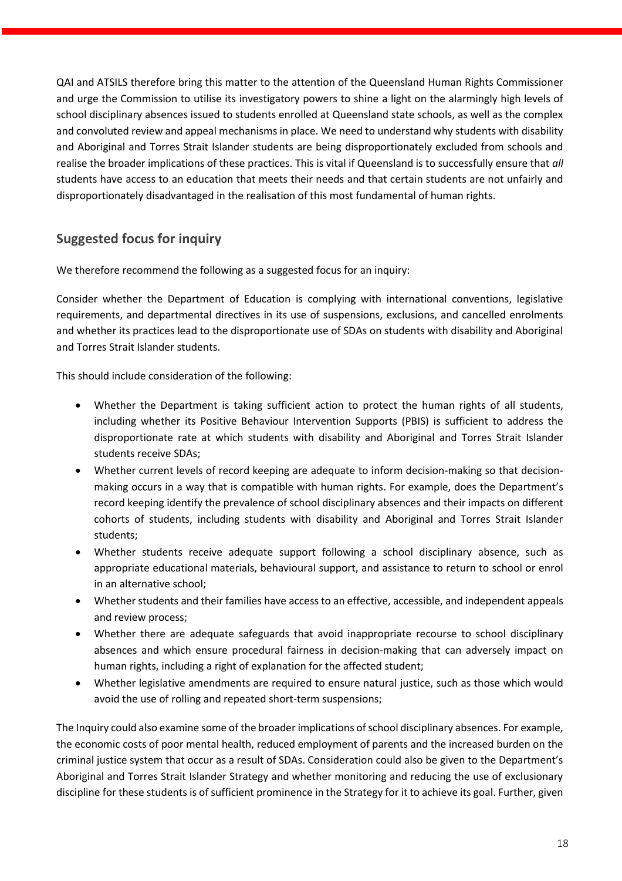QAI and ATSILS therefore bring this matter to the attention of the Queensland Human Rights Commissioner and urge the Commission to utilise its investigatory powers to shine a light on the alarmingly high levels of school disciplinary absences issued to students enrolled at Queensland state schools, as well as the complex and convoluted review and appeal mechanisms in place. We need to understand why students with disability and Aboriginal and Torres Strait Islander students are being disproportionately excluded from schools and realise the broader implications of these practices. This is vital if Queensland is to successfully ensure that *all* students have access to an education that meets their needs and that certain students are not unfairly and disproportionately disadvantaged in the realisation of this most fundamental of human rights.

## Suggested focus for inquiry

We therefore recommend the following as a suggested focus for an inquiry:

Consider whether the Department of Education is complying with international conventions, legislative requirements, and departmental directives in its use of suspensions, exclusions, and cancelled enrolments and whether its practices lead to the disproportionate use of SDAs on students with disability and Aboriginal and Torres Strait Islander students.

This should include consideration of the following:

- Whether the Department is taking sufficient action to protect the human rights of all students, including whether its Positive Behaviour Intervention Supports (PBIS) is sufficient to address the disproportionate rate at which students with disability and Aboriginal and Torres Strait Islander students receive SDAs;
- Whether current levels of record keeping are adequate to inform decision-making so that decision-making occurs in a way that is compatible with human rights. For example, does the Department's record keeping identify the prevalence of school disciplinary absences and their impacts on different cohorts of students, including students with disability and Aboriginal and Torres Strait Islander students;
- Whether students receive adequate support following a school disciplinary absence, such as appropriate educational materials, behavioural support, and assistance to return to school or enrol in an alternative school;
- Whether students and their families have access to an effective, accessible, and independent appeals and review process;
- Whether there are adequate safeguards that avoid inappropriate recourse to school disciplinary absences and which ensure procedural fairness in decision-making that can adversely impact on human rights, including a right of explanation for the affected student;
- Whether legislative amendments are required to ensure natural justice, such as those which would avoid the use of rolling and repeated short-term suspensions;

The Inquiry could also examine some of the broader implications of school disciplinary absences. For example, the economic costs of poor mental health, reduced employment of parents and the increased burden on the criminal justice system that occur as a result of SDAs. Consideration could also be given to the Department's Aboriginal and Torres Strait Islander Strategy and whether monitoring and reducing the use of exclusionary discipline for these students is of sufficient prominence in the Strategy for it to achieve its goal. Further, given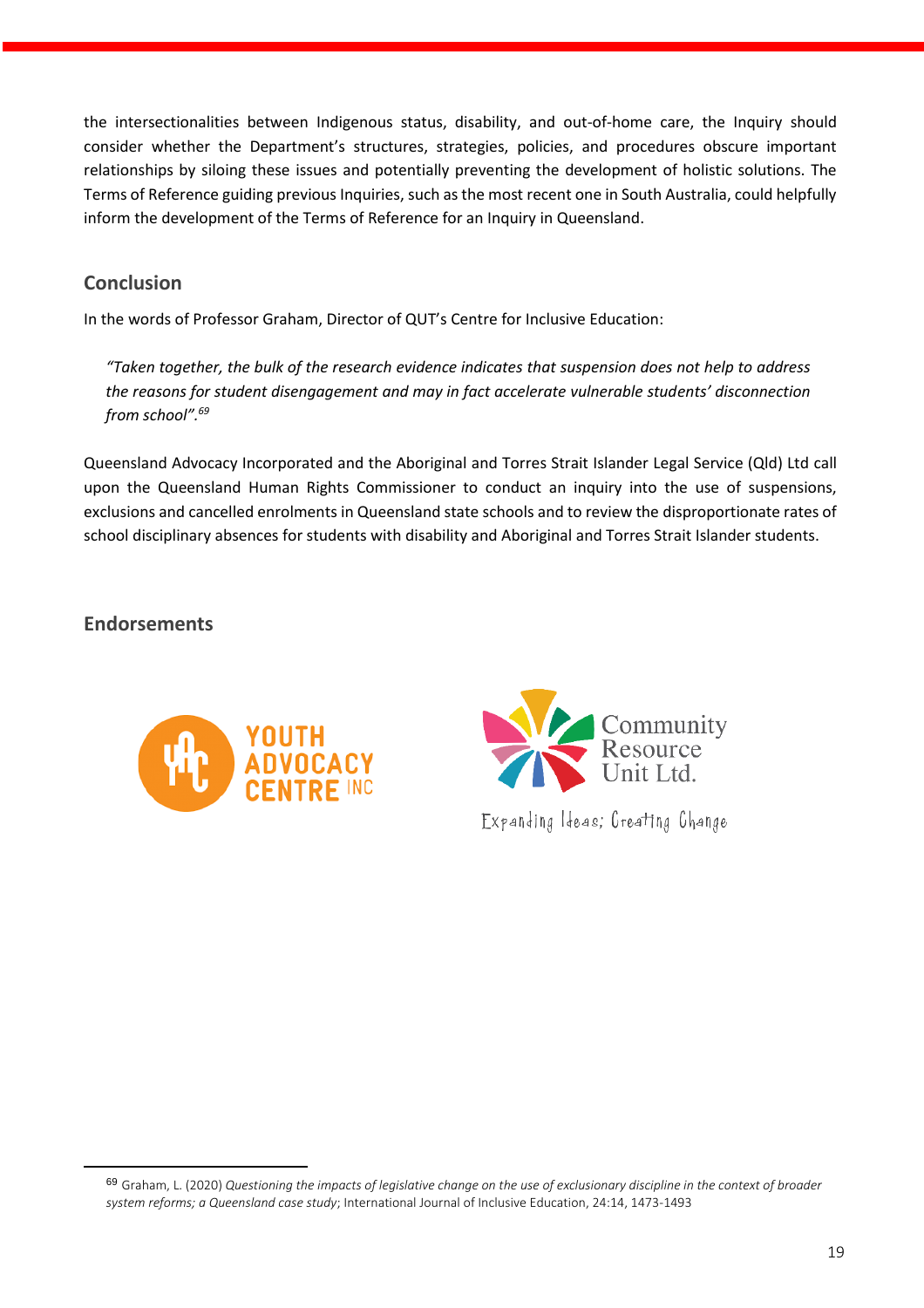the intersectionalities between Indigenous status, disability, and out-of-home care, the Inquiry should consider whether the Department's structures, strategies, policies, and procedures obscure important relationships by siloing these issues and potentially preventing the development of holistic solutions. The Terms of Reference guiding previous Inquiries, such as the most recent one in South Australia, could helpfully inform the development of the Terms of Reference for an Inquiry in Queensland.

## Conclusion

In the words of Professor Graham, Director of QUT's Centre for Inclusive Education:

> *"Taken together, the bulk of the research evidence indicates that suspension does not help to address the reasons for student disengagement and may in fact accelerate vulnerable students' disconnection from school".*[69]

Queensland Advocacy Incorporated and the Aboriginal and Torres Strait Islander Legal Service (Qld) Ltd call upon the Queensland Human Rights Commissioner to conduct an inquiry into the use of suspensions, exclusions and cancelled enrolments in Queensland state schools and to review the disproportionate rates of school disciplinary absences for students with disability and Aboriginal and Torres Strait Islander students.

## Endorsements

YOUTH ADVOCACY CENTRE INC

Community Resource Unit Ltd.
Expanding Ideas; Creating Change

---

[69] Graham, L. (2020) *Questioning the impacts of legislative change on the use of exclusionary discipline in the context of broader system reforms; a Queensland case study*; International Journal of Inclusive Education, 24:14, 1473-1493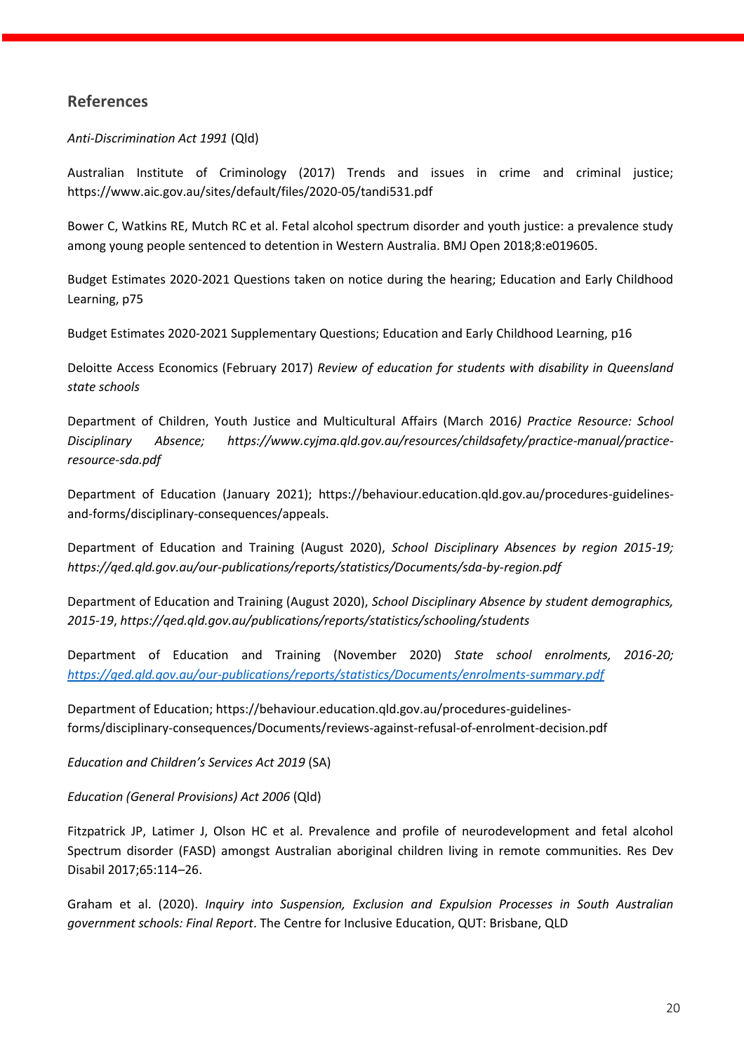## References

*Anti-Discrimination Act 1991* (Qld)

Australian Institute of Criminology (2017) Trends and issues in crime and criminal justice; https://www.aic.gov.au/sites/default/files/2020-05/tandi531.pdf

Bower C, Watkins RE, Mutch RC et al. Fetal alcohol spectrum disorder and youth justice: a prevalence study among young people sentenced to detention in Western Australia. BMJ Open 2018;8:e019605.

Budget Estimates 2020-2021 Questions taken on notice during the hearing; Education and Early Childhood Learning, p75

Budget Estimates 2020-2021 Supplementary Questions; Education and Early Childhood Learning, p16

Deloitte Access Economics (February 2017) *Review of education for students with disability in Queensland state schools*

Department of Children, Youth Justice and Multicultural Affairs (March 2016*) Practice Resource: School Disciplinary Absence; https://www.cyjma.qld.gov.au/resources/childsafety/practice-manual/practice-resource-sda.pdf*

Department of Education (January 2021); https://behaviour.education.qld.gov.au/procedures-guidelines-and-forms/disciplinary-consequences/appeals.

Department of Education and Training (August 2020), *School Disciplinary Absences by region 2015-19; https://qed.qld.gov.au/our-publications/reports/statistics/Documents/sda-by-region.pdf*

Department of Education and Training (August 2020), *School Disciplinary Absence by student demographics, 2015-19*, *https://qed.qld.gov.au/publications/reports/statistics/schooling/students*

Department of Education and Training (November 2020) *State school enrolments, 2016-20; https://qed.qld.gov.au/our-publications/reports/statistics/Documents/enrolments-summary.pdf*

Department of Education; https://behaviour.education.qld.gov.au/procedures-guidelines-forms/disciplinary-consequences/Documents/reviews-against-refusal-of-enrolment-decision.pdf

*Education and Children's Services Act 2019* (SA)

*Education (General Provisions) Act 2006* (Qld)

Fitzpatrick JP, Latimer J, Olson HC et al. Prevalence and profile of neurodevelopment and fetal alcohol Spectrum disorder (FASD) amongst Australian aboriginal children living in remote communities. Res Dev Disabil 2017;65:114–26.

Graham et al. (2020). *Inquiry into Suspension, Exclusion and Expulsion Processes in South Australian government schools: Final Report*. The Centre for Inclusive Education, QUT: Brisbane, QLD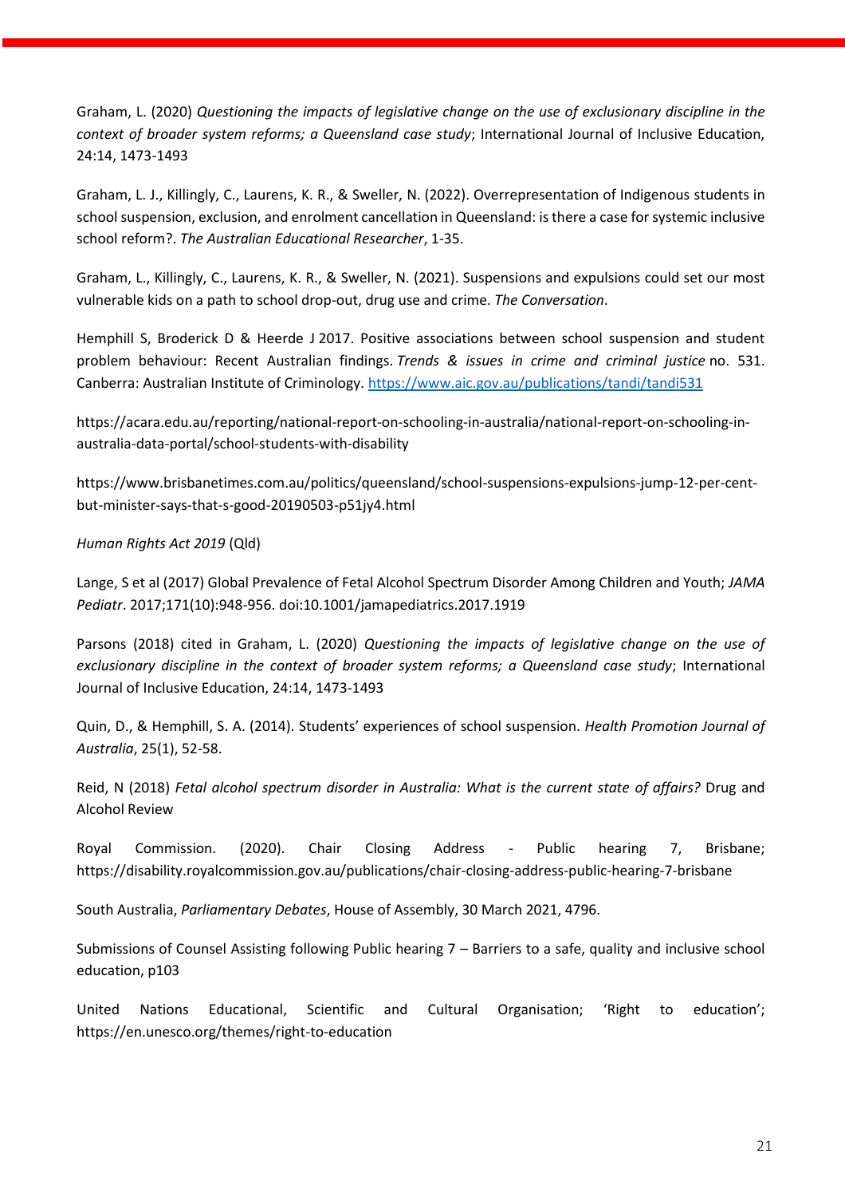Graham, L. (2020) *Questioning the impacts of legislative change on the use of exclusionary discipline in the context of broader system reforms; a Queensland case study*; International Journal of Inclusive Education, 24:14, 1473-1493

Graham, L. J., Killingly, C., Laurens, K. R., & Sweller, N. (2022). Overrepresentation of Indigenous students in school suspension, exclusion, and enrolment cancellation in Queensland: is there a case for systemic inclusive school reform?. *The Australian Educational Researcher*, 1-35.

Graham, L., Killingly, C., Laurens, K. R., & Sweller, N. (2021). Suspensions and expulsions could set our most vulnerable kids on a path to school drop-out, drug use and crime. *The Conversation*.

Hemphill S, Broderick D & Heerde J 2017. Positive associations between school suspension and student problem behaviour: Recent Australian findings. *Trends & issues in crime and criminal justice* no. 531. Canberra: Australian Institute of Criminology. https://www.aic.gov.au/publications/tandi/tandi531

https://acara.edu.au/reporting/national-report-on-schooling-in-australia/national-report-on-schooling-in-australia-data-portal/school-students-with-disability

https://www.brisbanetimes.com.au/politics/queensland/school-suspensions-expulsions-jump-12-per-cent-but-minister-says-that-s-good-20190503-p51jy4.html

*Human Rights Act 2019* (Qld)

Lange, S et al (2017) Global Prevalence of Fetal Alcohol Spectrum Disorder Among Children and Youth; *JAMA Pediatr*. 2017;171(10):948-956. doi:10.1001/jamapediatrics.2017.1919

Parsons (2018) cited in Graham, L. (2020) *Questioning the impacts of legislative change on the use of exclusionary discipline in the context of broader system reforms; a Queensland case study*; International Journal of Inclusive Education, 24:14, 1473-1493

Quin, D., & Hemphill, S. A. (2014). Students' experiences of school suspension. *Health Promotion Journal of Australia*, 25(1), 52-58.

Reid, N (2018) *Fetal alcohol spectrum disorder in Australia: What is the current state of affairs?* Drug and Alcohol Review

Royal Commission. (2020). Chair Closing Address - Public hearing 7, Brisbane; https://disability.royalcommission.gov.au/publications/chair-closing-address-public-hearing-7-brisbane

South Australia, *Parliamentary Debates*, House of Assembly, 30 March 2021, 4796.

Submissions of Counsel Assisting following Public hearing 7 – Barriers to a safe, quality and inclusive school education, p103

United Nations Educational, Scientific and Cultural Organisation; 'Right to education'; https://en.unesco.org/themes/right-to-education